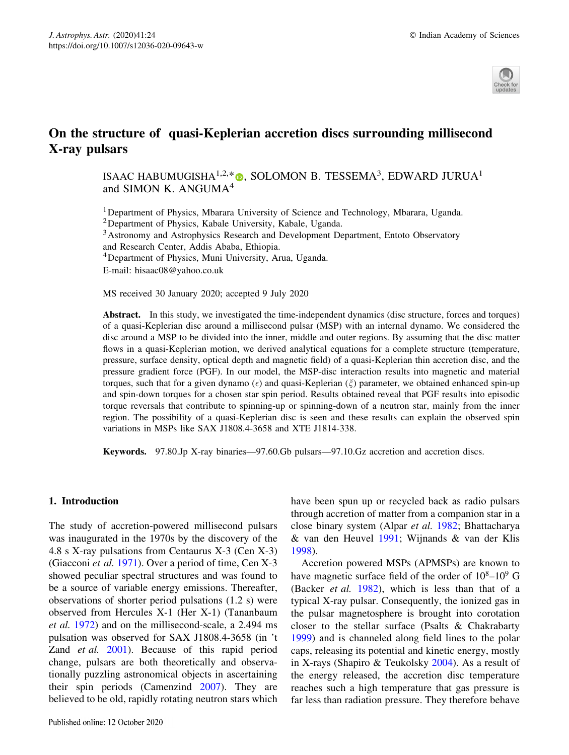# On the structure of quasi-Keplerian accretion discs surrounding millisecond X-ray pulsars

ISAAC HABUMUGISHA[1,2,*], SOLOMON B. TESSEMA[3], EDWARD JURUA[1] and SIMON K. ANGUMA[4]

[1]Department of Physics, Mbarara University of Science and Technology, Mbarara, Uganda.
[2]Department of Physics, Kabale University, Kabale, Uganda.
[3]Astronomy and Astrophysics Research and Development Department, Entoto Observatory and Research Center, Addis Ababa, Ethiopia.
[4]Department of Physics, Muni University, Arua, Uganda.
E-mail: hisaac08@yahoo.co.uk

MS received 30 January 2020; accepted 9 July 2020

**Abstract.** In this study, we investigated the time-independent dynamics (disc structure, forces and torques) of a quasi-Keplerian disc around a millisecond pulsar (MSP) with an internal dynamo. We considered the disc around a MSP to be divided into the inner, middle and outer regions. By assuming that the disc matter flows in a quasi-Keplerian motion, we derived analytical equations for a complete structure (temperature, pressure, surface density, optical depth and magnetic field) of a quasi-Keplerian thin accretion disc, and the pressure gradient force (PGF). In our model, the MSP-disc interaction results into magnetic and material torques, such that for a given dynamo ($\epsilon$) and quasi-Keplerian ($\xi$) parameter, we obtained enhanced spin-up and spin-down torques for a chosen star spin period. Results obtained reveal that PGF results into episodic torque reversals that contribute to spinning-up or spinning-down of a neutron star, mainly from the inner region. The possibility of a quasi-Keplerian disc is seen and these results can explain the observed spin variations in MSPs like SAX J1808.4-3658 and XTE J1814-338.

**Keywords.** 97.80.Jp X-ray binaries—97.60.Gb pulsars—97.10.Gz accretion and accretion discs.

## 1. Introduction

The study of accretion-powered millisecond pulsars was inaugurated in the 1970s by the discovery of the 4.8 s X-ray pulsations from Centaurus X-3 (Cen X-3) (Giacconi *et al.* 1971). Over a period of time, Cen X-3 showed peculiar spectral structures and was found to be a source of variable energy emissions. Thereafter, observations of shorter period pulsations (1.2 s) were observed from Hercules X-1 (Her X-1) (Tananbaum *et al.* 1972) and on the millisecond-scale, a 2.494 ms pulsation was observed for SAX J1808.4-3658 (in 't Zand *et al.* 2001). Because of this rapid period change, pulsars are both theoretically and observationally puzzling astronomical objects in ascertaining their spin periods (Camenzind 2007). They are believed to be old, rapidly rotating neutron stars which have been spun up or recycled back as radio pulsars through accretion of matter from a companion star in a close binary system (Alpar *et al.* 1982; Bhattacharya & van den Heuvel 1991; Wijnands & van der Klis 1998).

Accretion powered MSPs (APMSPs) are known to have magnetic surface field of the order of $10^8$–$10^9$ G (Backer *et al.* 1982), which is less than that of a typical X-ray pulsar. Consequently, the ionized gas in the pulsar magnetosphere is brought into corotation closer to the stellar surface (Psalts & Chakrabarty 1999) and is channeled along field lines to the polar caps, releasing its potential and kinetic energy, mostly in X-rays (Shapiro & Teukolsky 2004). As a result of the energy released, the accretion disc temperature reaches such a high temperature that gas pressure is far less than radiation pressure. They therefore behave

Published online: 12 October 2020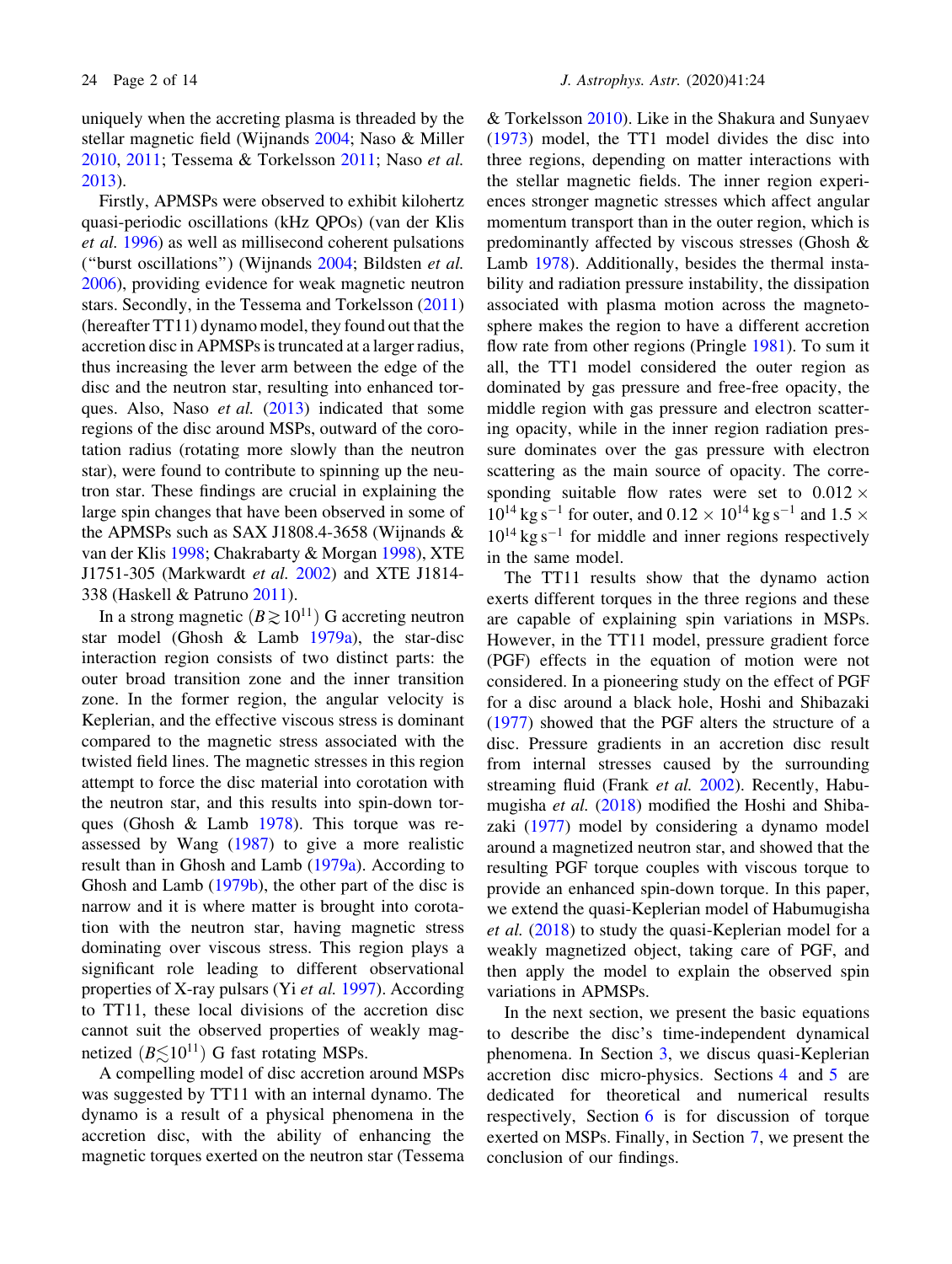uniquely when the accreting plasma is threaded by the stellar magnetic field (Wijnands 2004; Naso & Miller 2010, 2011; Tessema & Torkelsson 2011; Naso *et al.* 2013).

Firstly, APMSPs were observed to exhibit kilohertz quasi-periodic oscillations (kHz QPOs) (van der Klis *et al.* 1996) as well as millisecond coherent pulsations ("burst oscillations") (Wijnands 2004; Bildsten *et al.* 2006), providing evidence for weak magnetic neutron stars. Secondly, in the Tessema and Torkelsson (2011) (hereafter TT11) dynamo model, they found out that the accretion disc in APMSPs is truncated at a larger radius, thus increasing the lever arm between the edge of the disc and the neutron star, resulting into enhanced torques. Also, Naso *et al.* (2013) indicated that some regions of the disc around MSPs, outward of the corotation radius (rotating more slowly than the neutron star), were found to contribute to spinning up the neutron star. These findings are crucial in explaining the large spin changes that have been observed in some of the APMSPs such as SAX J1808.4-3658 (Wijnands & van der Klis 1998; Chakrabarty & Morgan 1998), XTE J1751-305 (Markwardt *et al.* 2002) and XTE J1814-338 (Haskell & Patruno 2011).

In a strong magnetic ($B \gtrsim 10^{11}$) G accreting neutron star model (Ghosh & Lamb 1979a), the star-disc interaction region consists of two distinct parts: the outer broad transition zone and the inner transition zone. In the former region, the angular velocity is Keplerian, and the effective viscous stress is dominant compared to the magnetic stress associated with the twisted field lines. The magnetic stresses in this region attempt to force the disc material into corotation with the neutron star, and this results into spin-down torques (Ghosh & Lamb 1978). This torque was reassessed by Wang (1987) to give a more realistic result than in Ghosh and Lamb (1979a). According to Ghosh and Lamb (1979b), the other part of the disc is narrow and it is where matter is brought into corotation with the neutron star, having magnetic stress dominating over viscous stress. This region plays a significant role leading to different observational properties of X-ray pulsars (Yi *et al.* 1997). According to TT11, these local divisions of the accretion disc cannot suit the observed properties of weakly magnetized ($B \lesssim 10^{11}$) G fast rotating MSPs.

A compelling model of disc accretion around MSPs was suggested by TT11 with an internal dynamo. The dynamo is a result of a physical phenomena in the accretion disc, with the ability of enhancing the magnetic torques exerted on the neutron star (Tessema & Torkelsson 2010). Like in the Shakura and Sunyaev (1973) model, the TT1 model divides the disc into three regions, depending on matter interactions with the stellar magnetic fields. The inner region experiences stronger magnetic stresses which affect angular momentum transport than in the outer region, which is predominantly affected by viscous stresses (Ghosh & Lamb 1978). Additionally, besides the thermal instability and radiation pressure instability, the dissipation associated with plasma motion across the magnetosphere makes the region to have a different accretion flow rate from other regions (Pringle 1981). To sum it all, the TT1 model considered the outer region as dominated by gas pressure and free-free opacity, the middle region with gas pressure and electron scattering opacity, while in the inner region radiation pressure dominates over the gas pressure with electron scattering as the main source of opacity. The corresponding suitable flow rates were set to $0.012 \times 10^{14}\,\mathrm{kg\,s^{-1}}$ for outer, and $0.12 \times 10^{14}\,\mathrm{kg\,s^{-1}}$ and $1.5 \times 10^{14}\,\mathrm{kg\,s^{-1}}$ for middle and inner regions respectively in the same model.

The TT11 results show that the dynamo action exerts different torques in the three regions and these are capable of explaining spin variations in MSPs. However, in the TT11 model, pressure gradient force (PGF) effects in the equation of motion were not considered. In a pioneering study on the effect of PGF for a disc around a black hole, Hoshi and Shibazaki (1977) showed that the PGF alters the structure of a disc. Pressure gradients in an accretion disc result from internal stresses caused by the surrounding streaming fluid (Frank *et al.* 2002). Recently, Habumugisha *et al.* (2018) modified the Hoshi and Shibazaki (1977) model by considering a dynamo model around a magnetized neutron star, and showed that the resulting PGF torque couples with viscous torque to provide an enhanced spin-down torque. In this paper, we extend the quasi-Keplerian model of Habumugisha *et al.* (2018) to study the quasi-Keplerian model for a weakly magnetized object, taking care of PGF, and then apply the model to explain the observed spin variations in APMSPs.

In the next section, we present the basic equations to describe the disc's time-independent dynamical phenomena. In Section 3, we discus quasi-Keplerian accretion disc micro-physics. Sections 4 and 5 are dedicated for theoretical and numerical results respectively, Section 6 is for discussion of torque exerted on MSPs. Finally, in Section 7, we present the conclusion of our findings.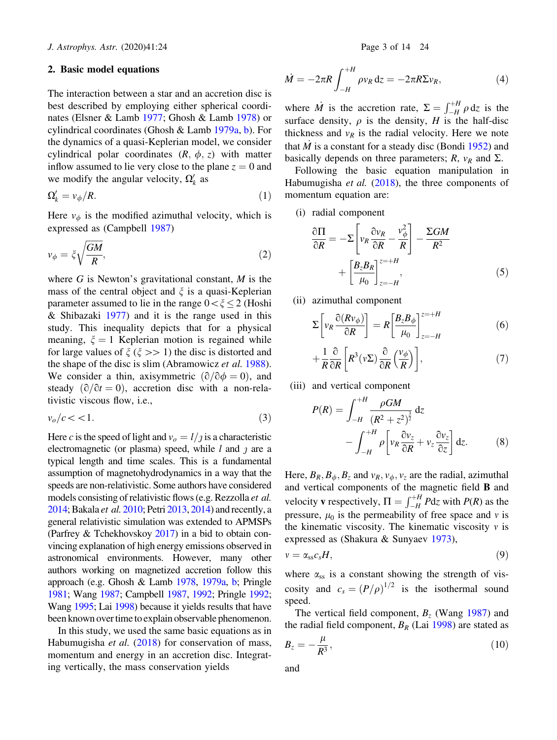## 2. Basic model equations

The interaction between a star and an accretion disc is best described by employing either spherical coordinates (Elsner & Lamb 1977; Ghosh & Lamb 1978) or cylindrical coordinates (Ghosh & Lamb 1979a, b). For the dynamics of a quasi-Keplerian model, we consider cylindrical polar coordinates $(R, \phi, z)$ with matter inflow assumed to lie very close to the plane $z = 0$ and we modify the angular velocity, $\Omega_k'$ as

$$\Omega_k' = v_\phi / R. \tag{1}$$

Here $v_\phi$ is the modified azimuthal velocity, which is expressed as (Campbell 1987)

$$v_\phi = \xi \sqrt{\frac{GM}{R}}, \tag{2}$$

where $G$ is Newton's gravitational constant, $M$ is the mass of the central object and $\xi$ is a quasi-Keplerian parameter assumed to lie in the range $0 < \xi \leq 2$ (Hoshi & Shibazaki 1977) and it is the range used in this study. This inequality depicts that for a physical meaning, $\xi = 1$ Keplerian motion is regained while for large values of $\xi$ ($\xi >> 1$) the disc is distorted and the shape of the disc is slim (Abramowicz *et al.* 1988). We consider a thin, axisymmetric $(\partial/\partial\phi = 0)$, and steady $(\partial/\partial t = 0)$, accretion disc with a non-relativistic viscous flow, i.e.,

$$v_o / c << 1. \tag{3}$$

Here $c$ is the speed of light and $v_o = l/\jmath$ is a characteristic electromagnetic (or plasma) speed, while $l$ and $\jmath$ are a typical length and time scales. This is a fundamental assumption of magnetohydrodynamics in a way that the speeds are non-relativistic. Some authors have considered models consisting of relativistic flows (e.g. Rezzolla *et al.* 2014; Bakala *et al.* 2010; Petri 2013, 2014) and recently, a general relativistic simulation was extended to APMSPs (Parfrey & Tchekhovskoy 2017) in a bid to obtain convincing explanation of high energy emissions observed in astronomical environments. However, many other authors working on magnetized accretion follow this approach (e.g. Ghosh & Lamb 1978, 1979a, b; Pringle 1981; Wang 1987; Campbell 1987, 1992; Pringle 1992; Wang 1995; Lai 1998) because it yields results that have been known over time to explain observable phenomenon.

In this study, we used the same basic equations as in Habumugisha *et al.* (2018) for conservation of mass, momentum and energy in an accretion disc. Integrating vertically, the mass conservation yields

$$\dot{M} = -2\pi R \int_{-H}^{+H} \rho v_R \, dz = -2\pi R \Sigma v_R, \tag{4}$$

where $\dot{M}$ is the accretion rate, $\Sigma = \int_{-H}^{+H} \rho \, dz$ is the surface density, $\rho$ is the density, $H$ is the half-disc thickness and $v_R$ is the radial velocity. Here we note that $\dot{M}$ is a constant for a steady disc (Bondi 1952) and basically depends on three parameters; $R$, $v_R$ and $\Sigma$.

Following the basic equation manipulation in Habumugisha *et al.* (2018), the three components of momentum equation are:

(i) radial component

$$\frac{\partial \Pi}{\partial R} = -\Sigma \left[ v_R \frac{\partial v_R}{\partial R} - \frac{v_\phi^2}{R} \right] - \frac{\Sigma GM}{R^2} + \left[ \frac{B_z B_R}{\mu_0} \right]_{z=-H}^{z=+H}, \tag{5}$$

(ii) azimuthal component

$$\Sigma \left[ v_R \frac{\partial (R v_\phi)}{\partial R} \right] = R \left[ \frac{B_z B_\phi}{\mu_0} \right]_{z=-H}^{z=+H} \tag{6}$$

$$+ \frac{1}{R} \frac{\partial}{\partial R} \left[ R^3 (\nu \Sigma) \frac{\partial}{\partial R} \left( \frac{v_\phi}{R} \right) \right], \tag{7}$$

(iii) and vertical component

$$P(R) = \int_{-H}^{+H} \frac{\rho GM}{(R^2 + z^2)^{\frac{3}{2}}} \, dz - \int_{-H}^{+H} \rho \left[ v_R \frac{\partial v_z}{\partial R} + v_z \frac{\partial v_z}{\partial z} \right] dz. \tag{8}$$

Here, $B_R, B_\phi, B_z$ and $v_R, v_\phi, v_z$ are the radial, azimuthal and vertical components of the magnetic field **B** and velocity **v** respectively, $\Pi = \int_{-H}^{+H} P dz$ with $P(R)$ as the pressure, $\mu_0$ is the permeability of free space and $\nu$ is the kinematic viscosity. The kinematic viscosity $\nu$ is expressed as (Shakura & Sunyaev 1973),

$$\nu = \alpha_{ss} c_s H, \tag{9}$$

where $\alpha_{ss}$ is a constant showing the strength of viscosity and $c_s = (P/\rho)^{1/2}$ is the isothermal sound speed.

The vertical field component, $B_z$ (Wang 1987) and the radial field component, $B_R$ (Lai 1998) are stated as

$$B_z = -\frac{\mu}{R^3}, \tag{10}$$

and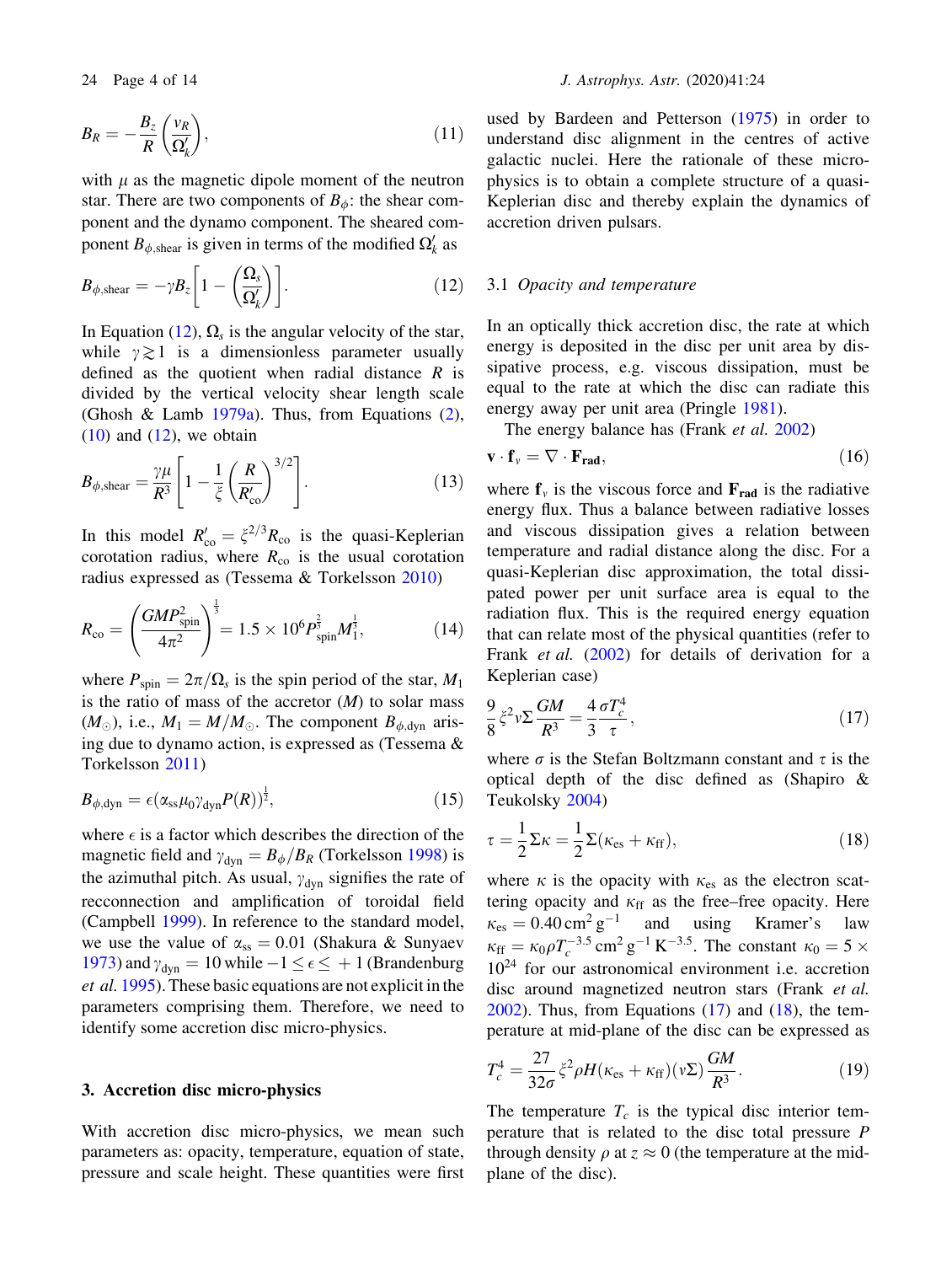$$B_R = -\frac{B_z}{R}\left(\frac{v_R}{\Omega_k'}\right), \tag{11}$$

with $\mu$ as the magnetic dipole moment of the neutron star. There are two components of $B_\phi$: the shear component and the dynamo component. The sheared component $B_{\phi,\rm shear}$ is given in terms of the modified $\Omega_k'$ as

$$B_{\phi,\rm shear} = -\gamma B_z\left[1 - \left(\frac{\Omega_s}{\Omega_k'}\right)\right]. \tag{12}$$

In Equation (12), $\Omega_s$ is the angular velocity of the star, while $\gamma \gtrsim 1$ is a dimensionless parameter usually defined as the quotient when radial distance $R$ is divided by the vertical velocity shear length scale (Ghosh & Lamb 1979a). Thus, from Equations (2), (10) and (12), we obtain

$$B_{\phi,\rm shear} = \frac{\gamma\mu}{R^3}\left[1 - \frac{1}{\xi}\left(\frac{R}{R_{\rm co}'}\right)^{3/2}\right]. \tag{13}$$

In this model $R_{\rm co}' = \xi^{2/3}R_{\rm co}$ is the quasi-Keplerian corotation radius, where $R_{\rm co}$ is the usual corotation radius expressed as (Tessema & Torkelsson 2010)

$$R_{\rm co} = \left(\frac{GMP_{\rm spin}^2}{4\pi^2}\right)^{\frac{1}{3}} = 1.5\times10^6 P_{\rm spin}^{\frac{2}{3}} M_1^{\frac{1}{3}}, \tag{14}$$

where $P_{\rm spin} = 2\pi/\Omega_s$ is the spin period of the star, $M_1$ is the ratio of mass of the accretor ($M$) to solar mass ($M_\odot$), i.e., $M_1 = M/M_\odot$. The component $B_{\phi,\rm dyn}$ arising due to dynamo action, is expressed as (Tessema & Torkelsson 2011)

$$B_{\phi,\rm dyn} = \epsilon(\alpha_{\rm ss}\mu_0\gamma_{\rm dyn}P(R))^{\frac{1}{2}}, \tag{15}$$

where $\epsilon$ is a factor which describes the direction of the magnetic field and $\gamma_{\rm dyn} = B_\phi/B_R$ (Torkelsson 1998) is the azimuthal pitch. As usual, $\gamma_{\rm dyn}$ signifies the rate of recconnection and amplification of toroidal field (Campbell 1999). In reference to the standard model, we use the value of $\alpha_{\rm ss} = 0.01$ (Shakura & Sunyaev 1973) and $\gamma_{\rm dyn} = 10$ while $-1 \le \epsilon \le +1$ (Brandenburg *et al.* 1995). These basic equations are not explicit in the parameters comprising them. Therefore, we need to identify some accretion disc micro-physics.

## 3. Accretion disc micro-physics

With accretion disc micro-physics, we mean such parameters as: opacity, temperature, equation of state, pressure and scale height. These quantities were first used by Bardeen and Petterson (1975) in order to understand disc alignment in the centres of active galactic nuclei. Here the rationale of these micro-physics is to obtain a complete structure of a quasi-Keplerian disc and thereby explain the dynamics of accretion driven pulsars.

### 3.1 *Opacity and temperature*

In an optically thick accretion disc, the rate at which energy is deposited in the disc per unit area by dissipative process, e.g. viscous dissipation, must be equal to the rate at which the disc can radiate this energy away per unit area (Pringle 1981).

The energy balance has (Frank *et al.* 2002)

$$\mathbf{v}\cdot\mathbf{f}_v = \nabla\cdot\mathbf{F_{rad}}, \tag{16}$$

where $\mathbf{f}_v$ is the viscous force and $\mathbf{F_{rad}}$ is the radiative energy flux. Thus a balance between radiative losses and viscous dissipation gives a relation between temperature and radial distance along the disc. For a quasi-Keplerian disc approximation, the total dissipated power per unit surface area is equal to the radiation flux. This is the required energy equation that can relate most of the physical quantities (refer to Frank *et al.* (2002) for details of derivation for a Keplerian case)

$$\frac{9}{8}\xi^2\nu\Sigma\frac{GM}{R^3} = \frac{4}{3}\frac{\sigma T_c^4}{\tau}, \tag{17}$$

where $\sigma$ is the Stefan Boltzmann constant and $\tau$ is the optical depth of the disc defined as (Shapiro & Teukolsky 2004)

$$\tau = \frac{1}{2}\Sigma\kappa = \frac{1}{2}\Sigma(\kappa_{\rm es} + \kappa_{\rm ff}), \tag{18}$$

where $\kappa$ is the opacity with $\kappa_{\rm es}$ as the electron scattering opacity and $\kappa_{\rm ff}$ as the free–free opacity. Here $\kappa_{\rm es} = 0.40\,{\rm cm^2\,g^{-1}}$ and using Kramer's law $\kappa_{\rm ff} = \kappa_0\rho T_c^{-3.5}\,{\rm cm^2\,g^{-1}\,K^{-3.5}}$. The constant $\kappa_0 = 5\times10^{24}$ for our astronomical environment i.e. accretion disc around magnetized neutron stars (Frank *et al.* 2002). Thus, from Equations (17) and (18), the temperature at mid-plane of the disc can be expressed as

$$T_c^4 = \frac{27}{32\sigma}\xi^2\rho H(\kappa_{\rm es} + \kappa_{\rm ff})(\nu\Sigma)\frac{GM}{R^3}. \tag{19}$$

The temperature $T_c$ is the typical disc interior temperature that is related to the disc total pressure $P$ through density $\rho$ at $z \approx 0$ (the temperature at the mid-plane of the disc).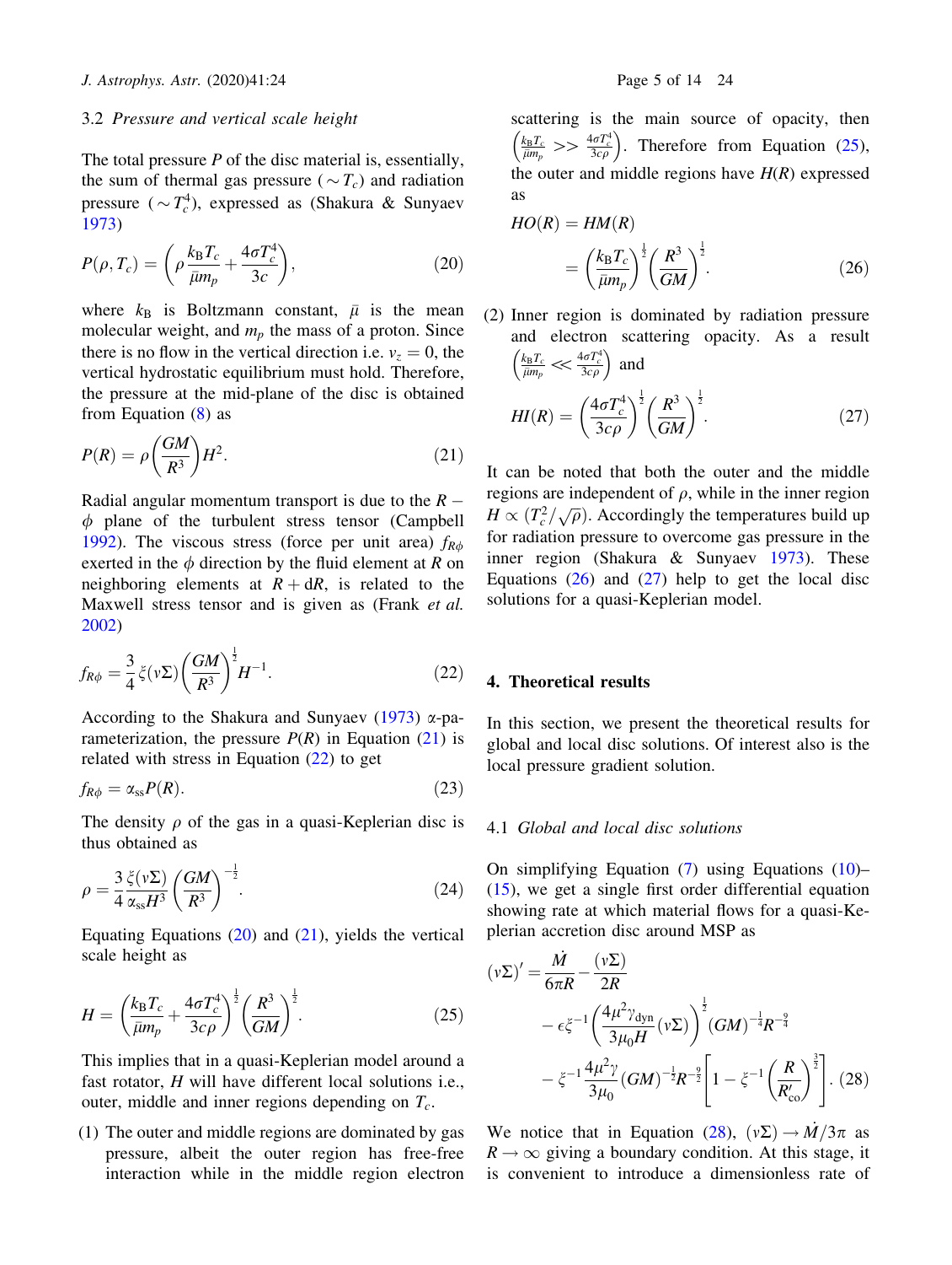### 3.2 *Pressure and vertical scale height*

The total pressure $P$ of the disc material is, essentially, the sum of thermal gas pressure ($\sim T_c$) and radiation pressure ($\sim T_c^4$), expressed as (Shakura & Sunyaev 1973)

$$P(\rho, T_c) = \left(\rho \frac{k_B T_c}{\bar{\mu} m_p} + \frac{4\sigma T_c^4}{3c}\right), \tag{20}$$

where $k_B$ is Boltzmann constant, $\bar{\mu}$ is the mean molecular weight, and $m_p$ the mass of a proton. Since there is no flow in the vertical direction i.e. $v_z = 0$, the vertical hydrostatic equilibrium must hold. Therefore, the pressure at the mid-plane of the disc is obtained from Equation (8) as

$$P(R) = \rho\left(\frac{GM}{R^3}\right)H^2. \tag{21}$$

Radial angular momentum transport is due to the $R-\phi$ plane of the turbulent stress tensor (Campbell 1992). The viscous stress (force per unit area) $f_{R\phi}$ exerted in the $\phi$ direction by the fluid element at $R$ on neighboring elements at $R + \mathrm{d}R$, is related to the Maxwell stress tensor and is given as (Frank *et al.* 2002)

$$f_{R\phi} = \frac{3}{4}\xi(\nu\Sigma)\left(\frac{GM}{R^3}\right)^{\frac{1}{2}} H^{-1}. \tag{22}$$

According to the Shakura and Sunyaev (1973) α-parameterization, the pressure $P(R)$ in Equation (21) is related with stress in Equation (22) to get

$$f_{R\phi} = \alpha_{ss} P(R). \tag{23}$$

The density $\rho$ of the gas in a quasi-Keplerian disc is thus obtained as

$$\rho = \frac{3}{4}\frac{\xi(\nu\Sigma)}{\alpha_{ss} H^3}\left(\frac{GM}{R^3}\right)^{-\frac{1}{2}}. \tag{24}$$

Equating Equations (20) and (21), yields the vertical scale height as

$$H = \left(\frac{k_B T_c}{\bar{\mu} m_p} + \frac{4\sigma T_c^4}{3c\rho}\right)^{\frac{1}{2}}\left(\frac{R^3}{GM}\right)^{\frac{1}{2}}. \tag{25}$$

This implies that in a quasi-Keplerian model around a fast rotator, $H$ will have different local solutions i.e., outer, middle and inner regions depending on $T_c$.

(1) The outer and middle regions are dominated by gas pressure, albeit the outer region has free-free interaction while in the middle region electron scattering is the main source of opacity, then $\left(\frac{k_B T_c}{\bar{\mu} m_p} >> \frac{4\sigma T_c^4}{3c\rho}\right)$. Therefore from Equation (25), the outer and middle regions have $H(R)$ expressed as

$$\begin{aligned} HO(R) &= HM(R) \\ &= \left(\frac{k_B T_c}{\bar{\mu} m_p}\right)^{\frac{1}{2}}\left(\frac{R^3}{GM}\right)^{\frac{1}{2}}. \end{aligned} \tag{26}$$

(2) Inner region is dominated by radiation pressure and electron scattering opacity. As a result $\left(\frac{k_B T_c}{\bar{\mu} m_p} \ll \frac{4\sigma T_c^4}{3c\rho}\right)$ and

$$HI(R) = \left(\frac{4\sigma T_c^4}{3c\rho}\right)^{\frac{1}{2}}\left(\frac{R^3}{GM}\right)^{\frac{1}{2}}. \tag{27}$$

It can be noted that both the outer and the middle regions are independent of $\rho$, while in the inner region $H \propto (T_c^2/\sqrt{\rho})$. Accordingly the temperatures build up for radiation pressure to overcome gas pressure in the inner region (Shakura & Sunyaev 1973). These Equations (26) and (27) help to get the local disc solutions for a quasi-Keplerian model.

## 4. Theoretical results

In this section, we present the theoretical results for global and local disc solutions. Of interest also is the local pressure gradient solution.

### 4.1 *Global and local disc solutions*

On simplifying Equation (7) using Equations (10)–(15), we get a single first order differential equation showing rate at which material flows for a quasi-Keplerian accretion disc around MSP as

$$\begin{aligned} (\nu\Sigma)' = &\frac{\dot{M}}{6\pi R} - \frac{(\nu\Sigma)}{2R} \\ &- \epsilon\xi^{-1}\left(\frac{4\mu^2\gamma_{\text{dyn}}}{3\mu_0 H}(\nu\Sigma)\right)^{\frac{1}{2}}(GM)^{-\frac{1}{4}}R^{-\frac{9}{4}} \\ &- \xi^{-1}\frac{4\mu^2\gamma}{3\mu_0}(GM)^{-\frac{1}{2}}R^{-\frac{9}{2}}\left[1 - \xi^{-1}\left(\frac{R}{R'_{\text{co}}}\right)^{\frac{3}{2}}\right]. \end{aligned} \tag{28}$$

We notice that in Equation (28), $(\nu\Sigma) \to \dot{M}/3\pi$ as $R \to \infty$ giving a boundary condition. At this stage, it is convenient to introduce a dimensionless rate of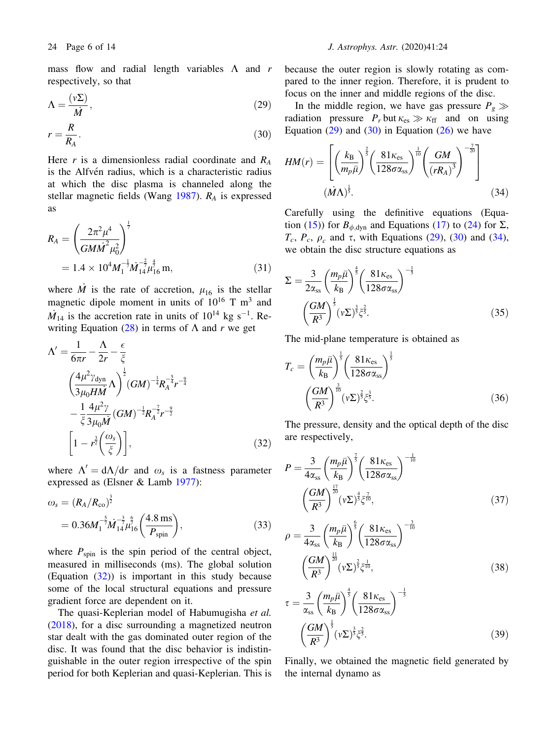mass flow and radial length variables $\Lambda$ and $r$ respectively, so that

$$\Lambda = \frac{(\nu\Sigma)}{\dot{M}}, \tag{29}$$

$$r = \frac{R}{R_A}. \tag{30}$$

Here $r$ is a dimensionless radial coordinate and $R_A$ is the Alfvén radius, which is a characteristic radius at which the disc plasma is channeled along the stellar magnetic fields (Wang 1987). $R_A$ is expressed as

$$R_A = \left(\frac{2\pi^2\mu^4}{GM\dot{M}^2\mu_0^2}\right)^{\frac{1}{7}} = 1.4\times 10^4 M_1^{-\frac{1}{7}}\dot{M}_{14}^{-\frac{2}{7}}\mu_{16}^{\frac{4}{7}}\,\mathrm{m}, \tag{31}$$

where $\dot{M}$ is the rate of accretion, $\mu_{16}$ is the stellar magnetic dipole moment in units of $10^{16}$ T m$^3$ and $\dot{M}_{14}$ is the accretion rate in units of $10^{14}$ kg s$^{-1}$. Rewriting Equation (28) in terms of $\Lambda$ and $r$ we get

$$\Lambda' = \frac{1}{6\pi r} - \frac{\Lambda}{2r} - \frac{\epsilon}{\xi}\left(\frac{4\mu^2\gamma_{\mathrm{dyn}}}{3\mu_0 HM}\Lambda\right)^{\frac{1}{2}}(GM)^{-\frac{1}{4}}R_A^{-\frac{5}{4}}r^{-\frac{9}{4}} - \frac{1}{\xi}\frac{4\mu^2\gamma}{3\mu_0\dot{M}}(GM)^{-\frac{1}{2}}R_A^{-\frac{7}{2}}r^{-\frac{9}{2}}\left[1 - r^{\frac{3}{2}}\left(\frac{\omega_s}{\xi}\right)\right], \tag{32}$$

where $\Lambda' = \mathrm{d}\Lambda/\mathrm{d}r$ and $\omega_s$ is a fastness parameter expressed as (Elsner & Lamb 1977):

$$\omega_s = (R_A/R_{\mathrm{co}})^{\frac{3}{2}} = 0.36 M_1^{-\frac{5}{7}}\dot{M}_{14}^{-\frac{3}{7}}\mu_{16}^{\frac{6}{7}}\left(\frac{4.8\,\mathrm{ms}}{P_{\mathrm{spin}}}\right), \tag{33}$$

where $P_{\mathrm{spin}}$ is the spin period of the central object, measured in milliseconds (ms). The global solution (Equation (32)) is important in this study because some of the local structural equations and pressure gradient force are dependent on it.

The quasi-Keplerian model of Habumugisha *et al.* (2018), for a disc surrounding a magnetized neutron star dealt with the gas dominated outer region of the disc. It was found that the disc behavior is indistinguishable in the outer region irrespective of the spin period for both Keplerian and quasi-Keplerian. This is because the outer region is slowly rotating as compared to the inner region. Therefore, it is prudent to focus on the inner and middle regions of the disc.

In the middle region, we have gas pressure $P_g \gg$ radiation pressure $P_r$ but $\kappa_{\mathrm{es}} \gg \kappa_{\mathrm{ff}}$ and on using Equation (29) and (30) in Equation (26) we have

$$HM(r) = \left[\left(\frac{k_{\mathrm{B}}}{m_p\bar{\mu}}\right)^{\frac{2}{5}}\left(\frac{81\kappa_{\mathrm{es}}}{128\sigma\alpha_{\mathrm{ss}}}\right)^{\frac{1}{10}}\left(\frac{GM}{(rR_A)^3}\right)^{-\frac{7}{20}}\right](\dot{M}\Lambda)^{\frac{1}{5}}. \tag{34}$$

Carefully using the definitive equations (Equation (15)) for $B_{\phi,\mathrm{dyn}}$ and Equations (17) to (24) for $\Sigma$, $T_c$, $P_c$, $\rho_c$ and $\tau$, with Equations (29), (30) and (34), we obtain the disc structure equations as

$$\Sigma = \frac{3}{2\alpha_{\mathrm{ss}}}\left(\frac{m_p\bar{\mu}}{k_{\mathrm{B}}}\right)^{\frac{4}{5}}\left(\frac{81\kappa_{\mathrm{es}}}{128\sigma\alpha_{\mathrm{ss}}}\right)^{-\frac{1}{5}}\left(\frac{GM}{R^3}\right)^{\frac{1}{5}}(\nu\Sigma)^{\frac{3}{5}}\xi^{\frac{2}{5}}. \tag{35}$$

The mid-plane temperature is obtained as

$$T_c = \left(\frac{m_p\bar{\mu}}{k_{\mathrm{B}}}\right)^{\frac{1}{5}}\left(\frac{81\kappa_{\mathrm{es}}}{128\sigma\alpha_{\mathrm{ss}}}\right)^{\frac{1}{5}}\left(\frac{GM}{R^3}\right)^{\frac{3}{10}}(\nu\Sigma)^{\frac{2}{5}}\xi^{\frac{3}{5}}. \tag{36}$$

The pressure, density and the optical depth of the disc are respectively,

$$P = \frac{3}{4\alpha_{\mathrm{ss}}}\left(\frac{m_p\bar{\mu}}{k_{\mathrm{B}}}\right)^{\frac{7}{5}}\left(\frac{81\kappa_{\mathrm{es}}}{128\sigma\alpha_{\mathrm{ss}}}\right)^{-\frac{1}{10}}\left(\frac{GM}{R^3}\right)^{\frac{17}{20}}(\nu\Sigma)^{\frac{4}{5}}\xi^{\frac{7}{10}}, \tag{37}$$

$$\rho = \frac{3}{4\alpha_{\mathrm{ss}}}\left(\frac{m_p\bar{\mu}}{k_{\mathrm{B}}}\right)^{\frac{6}{5}}\left(\frac{81\kappa_{\mathrm{es}}}{128\sigma\alpha_{\mathrm{ss}}}\right)^{-\frac{3}{10}}\left(\frac{GM}{R^3}\right)^{\frac{11}{20}}(\nu\Sigma)^{\frac{2}{5}}\xi^{\frac{1}{10}}, \tag{38}$$

$$\tau = \frac{3}{\alpha_{\mathrm{ss}}}\left(\frac{m_p\bar{\mu}}{k_{\mathrm{B}}}\right)^{\frac{4}{5}}\left(\frac{81\kappa_{\mathrm{es}}}{128\sigma\alpha_{\mathrm{ss}}}\right)^{-\frac{1}{5}}\left(\frac{GM}{R^3}\right)^{\frac{1}{5}}(\nu\Sigma)^{\frac{3}{5}}\xi^{\frac{2}{5}}. \tag{39}$$

Finally, we obtained the magnetic field generated by the internal dynamo as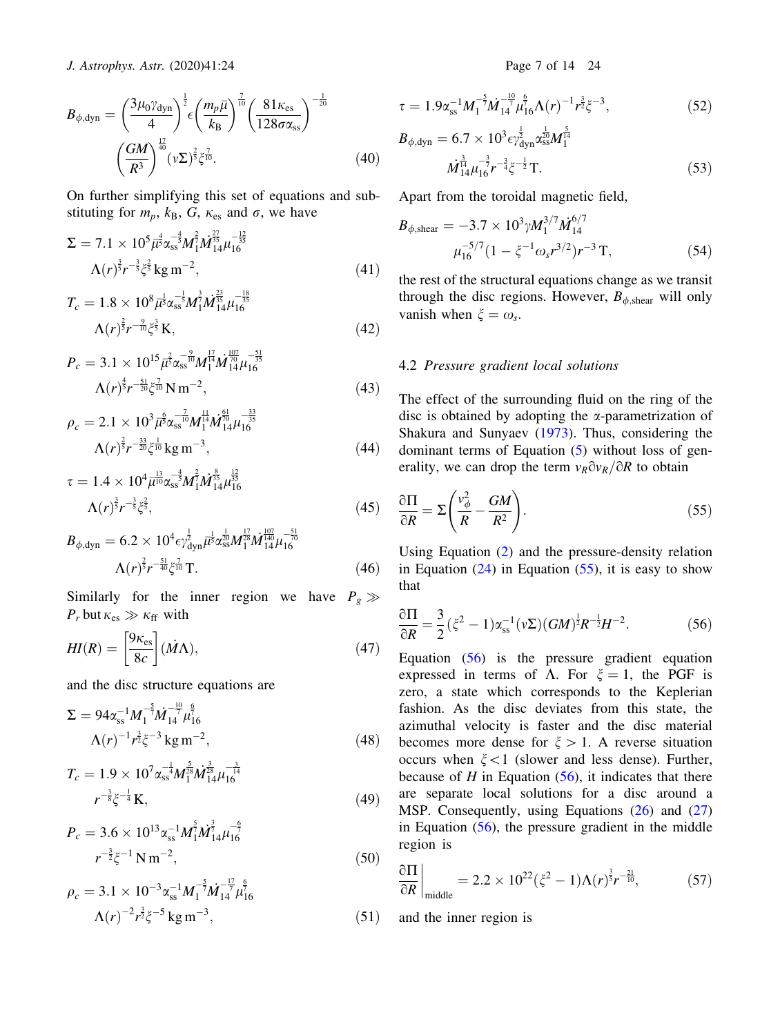$$B_{\phi,\mathrm{dyn}} = \left(\frac{3\mu_0\gamma_{\mathrm{dyn}}}{4}\right)^{\frac{1}{2}} \epsilon \left(\frac{m_p\bar{\mu}}{k_B}\right)^{\frac{7}{10}} \left(\frac{81\kappa_{\mathrm{es}}}{128\sigma\alpha_{\mathrm{ss}}}\right)^{-\frac{1}{20}} \left(\frac{GM}{R^3}\right)^{\frac{17}{40}} (\nu\Sigma)^{\frac{2}{5}} \xi^{\frac{7}{10}}. \tag{40}$$

On further simplifying this set of equations and substituting for $m_p$, $k_B$, $G$, $\kappa_{\mathrm{es}}$ and $\sigma$, we have

$$\Sigma = 7.1 \times 10^5 \bar{\mu}^{\frac{4}{5}} \alpha_{\mathrm{ss}}^{-\frac{4}{5}} M_1^{\frac{2}{7}} \dot{M}_{14}^{\frac{27}{35}} \mu_{16}^{-\frac{12}{35}} \Lambda(r)^{\frac{3}{5}} r^{-\frac{3}{5}} \xi^{\frac{2}{5}} \,\mathrm{kg\,m^{-2}}, \tag{41}$$

$$T_c = 1.8 \times 10^8 \bar{\mu}^{\frac{1}{5}} \alpha_{\mathrm{ss}}^{-\frac{1}{5}} M_1^{\frac{3}{7}} \dot{M}_{14}^{\frac{23}{35}} \mu_{16}^{-\frac{18}{35}} \Lambda(r)^{\frac{2}{5}} r^{-\frac{9}{10}} \xi^{\frac{3}{5}} \,\mathrm{K}, \tag{42}$$

$$P_c = 3.1 \times 10^{15} \bar{\mu}^{\frac{2}{5}} \alpha_{\mathrm{ss}}^{-\frac{9}{10}} M_1^{\frac{17}{14}} \dot{M}_{14}^{\frac{107}{70}} \mu_{16}^{-\frac{51}{35}} \Lambda(r)^{\frac{4}{5}} r^{-\frac{51}{20}} \xi^{\frac{7}{10}} \,\mathrm{N\,m^{-2}}, \tag{43}$$

$$\rho_c = 2.1 \times 10^3 \bar{\mu}^{\frac{6}{5}} \alpha_{\mathrm{ss}}^{-\frac{7}{10}} M_1^{\frac{11}{14}} \dot{M}_{14}^{\frac{61}{70}} \mu_{16}^{-\frac{33}{35}} \Lambda(r)^{\frac{2}{5}} r^{-\frac{33}{20}} \xi^{\frac{1}{10}} \,\mathrm{kg\,m^{-3}}, \tag{44}$$

$$\tau = 1.4 \times 10^4 \bar{\mu}^{\frac{13}{10}} \alpha_{\mathrm{ss}}^{-\frac{4}{5}} M_1^{\frac{2}{7}} \dot{M}_{14}^{\frac{8}{35}} \mu_{16}^{\frac{12}{35}} \Lambda(r)^{\frac{3}{5}} r^{-\frac{3}{5}} \xi^{\frac{2}{5}}, \tag{45}$$

$$B_{\phi,\mathrm{dyn}} = 6.2 \times 10^4 \epsilon \gamma_{\mathrm{dyn}}^{\frac{1}{2}} \bar{\mu}^{\frac{1}{5}} \alpha_{\mathrm{ss}}^{\frac{1}{20}} M_1^{\frac{17}{28}} \dot{M}_{14}^{\frac{107}{140}} \mu_{16}^{-\frac{51}{70}} \Lambda(r)^{\frac{2}{5}} r^{-\frac{51}{40}} \xi^{\frac{7}{10}} \,\mathrm{T}. \tag{46}$$

Similarly for the inner region we have $P_g \gg P_r$ but $\kappa_{\mathrm{es}} \gg \kappa_{\mathrm{ff}}$ with

$$HI(R) = \left[\frac{9\kappa_{\mathrm{es}}}{8c}\right](\dot{M}\Lambda), \tag{47}$$

and the disc structure equations are

$$\Sigma = 94 \alpha_{\mathrm{ss}}^{-1} M_1^{-\frac{5}{7}} \dot{M}_{14}^{-\frac{10}{7}} \mu_{16}^{\frac{6}{7}} \Lambda(r)^{-1} r^{\frac{3}{2}} \xi^{-3} \,\mathrm{kg\,m^{-2}}, \tag{48}$$

$$T_c = 1.9 \times 10^7 \alpha_{\mathrm{ss}}^{-\frac{1}{4}} M_1^{\frac{5}{28}} \dot{M}_{14}^{\frac{3}{28}} \mu_{16}^{-\frac{3}{14}} r^{-\frac{3}{8}} \xi^{-\frac{1}{4}} \,\mathrm{K}, \tag{49}$$

$$P_c = 3.6 \times 10^{13} \alpha_{\mathrm{ss}}^{-1} M_1^{\frac{5}{7}} \dot{M}_{14}^{\frac{3}{7}} \mu_{16}^{-\frac{6}{7}} r^{-\frac{3}{2}} \xi^{-1} \,\mathrm{N\,m^{-2}}, \tag{50}$$

$$\rho_c = 3.1 \times 10^{-3} \alpha_{\mathrm{ss}}^{-1} M_1^{-\frac{5}{7}} \dot{M}_{14}^{-\frac{17}{7}} \mu_{16}^{\frac{6}{7}} \Lambda(r)^{-2} r^{\frac{3}{2}} \xi^{-5} \,\mathrm{kg\,m^{-3}}, \tag{51}$$

$$\tau = 1.9 \alpha_{\mathrm{ss}}^{-1} M_1^{-\frac{5}{7}} \dot{M}_{14}^{-\frac{10}{7}} \mu_{16}^{\frac{6}{7}} \Lambda(r)^{-1} r^{\frac{3}{2}} \xi^{-3}, \tag{52}$$

$$B_{\phi,\mathrm{dyn}} = 6.7 \times 10^3 \epsilon \gamma_{\mathrm{dyn}}^{\frac{1}{2}} \alpha_{\mathrm{ss}}^{\frac{1}{20}} M_1^{\frac{5}{14}} \dot{M}_{14}^{\frac{3}{14}} \mu_{16}^{-\frac{3}{7}} r^{-\frac{3}{4}} \xi^{-\frac{1}{2}} \,\mathrm{T}. \tag{53}$$

Apart from the toroidal magnetic field,

$$B_{\phi,\mathrm{shear}} = -3.7 \times 10^3 \gamma M_1^{3/7} \dot{M}_{14}^{6/7} \mu_{16}^{-5/7} (1 - \xi^{-1}\omega_s r^{3/2}) r^{-3} \,\mathrm{T}, \tag{54}$$

the rest of the structural equations change as we transit through the disc regions. However, $B_{\phi,\mathrm{shear}}$ will only vanish when $\xi = \omega_s$.

### 4.2 *Pressure gradient local solutions*

The effect of the surrounding fluid on the ring of the disc is obtained by adopting the $\alpha$-parametrization of Shakura and Sunyaev (1973). Thus, considering the dominant terms of Equation (5) without loss of generality, we can drop the term $v_R \partial v_R / \partial R$ to obtain

$$\frac{\partial \Pi}{\partial R} = \Sigma\left(\frac{v_\phi^2}{R} - \frac{GM}{R^2}\right). \tag{55}$$

Using Equation (2) and the pressure-density relation in Equation (24) in Equation (55), it is easy to show that

$$\frac{\partial \Pi}{\partial R} = \frac{3}{2}(\xi^2 - 1)\alpha_{\mathrm{ss}}^{-1}(\nu\Sigma)(GM)^{\frac{1}{2}} R^{-\frac{1}{2}} H^{-2}. \tag{56}$$

Equation (56) is the pressure gradient equation expressed in terms of $\Lambda$. For $\xi = 1$, the PGF is zero, a state which corresponds to the Keplerian fashion. As the disc deviates from this state, the azimuthal velocity is faster and the disc material becomes more dense for $\xi > 1$. A reverse situation occurs when $\xi < 1$ (slower and less dense). Further, because of $H$ in Equation (56), it indicates that there are separate local solutions for a disc around a MSP. Consequently, using Equations (26) and (27) in Equation (56), the pressure gradient in the middle region is

$$\left.\frac{\partial \Pi}{\partial R}\right|_{\mathrm{middle}} = 2.2 \times 10^{22} (\xi^2 - 1)\Lambda(r)^{\frac{3}{5}} r^{-\frac{21}{10}}, \tag{57}$$

and the inner region is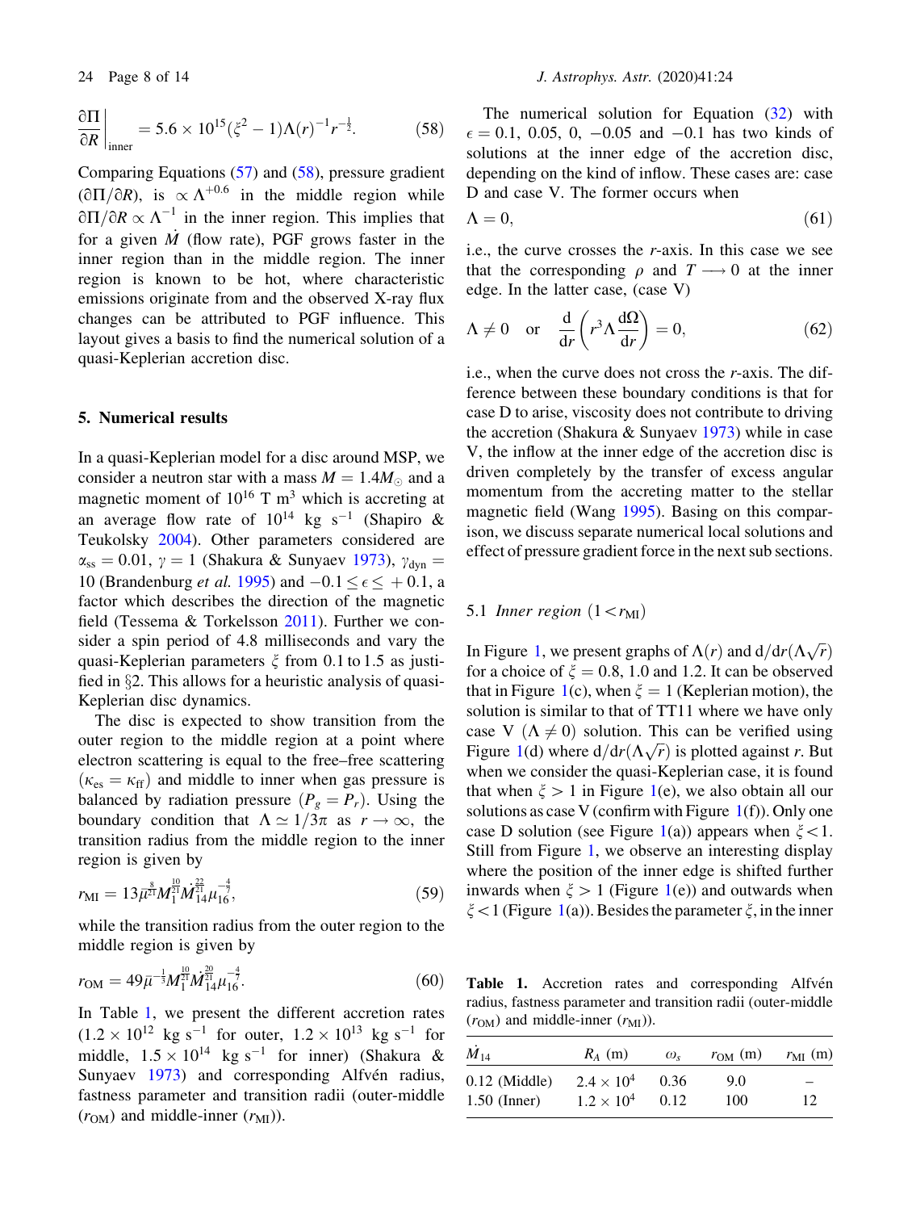$$\left.\frac{\partial \Pi}{\partial R}\right|_{\text{inner}} = 5.6 \times 10^{15}(\xi^2 - 1)\Lambda(r)^{-1}r^{-\frac{1}{2}}. \tag{58}$$

Comparing Equations (57) and (58), pressure gradient $(\partial \Pi/\partial R)$, is $\propto \Lambda^{+0.6}$ in the middle region while $\partial \Pi/\partial R \propto \Lambda^{-1}$ in the inner region. This implies that for a given $\dot{M}$ (flow rate), PGF grows faster in the inner region than in the middle region. The inner region is known to be hot, where characteristic emissions originate from and the observed X-ray flux changes can be attributed to PGF influence. This layout gives a basis to find the numerical solution of a quasi-Keplerian accretion disc.

## 5. Numerical results

In a quasi-Keplerian model for a disc around MSP, we consider a neutron star with a mass $M = 1.4M_{\odot}$ and a magnetic moment of $10^{16}$ T m$^3$ which is accreting at an average flow rate of $10^{14}$ kg s$^{-1}$ (Shapiro & Teukolsky 2004). Other parameters considered are $\alpha_{ss} = 0.01$, $\gamma = 1$ (Shakura & Sunyaev 1973), $\gamma_{dyn} = 10$ (Brandenburg *et al.* 1995) and $-0.1 \le \epsilon \le +0.1$, a factor which describes the direction of the magnetic field (Tessema & Torkelsson 2011). Further we consider a spin period of 4.8 milliseconds and vary the quasi-Keplerian parameters $\xi$ from 0.1 to 1.5 as justified in §2. This allows for a heuristic analysis of quasi-Keplerian disc dynamics.

The disc is expected to show transition from the outer region to the middle region at a point where electron scattering is equal to the free–free scattering ($\kappa_{es} = \kappa_{ff}$) and middle to inner when gas pressure is balanced by radiation pressure ($P_g = P_r$). Using the boundary condition that $\Lambda \simeq 1/3\pi$ as $r \to \infty$, the transition radius from the middle region to the inner region is given by

$$r_{\text{MI}} = 13\bar{\mu}^{\frac{8}{21}} M_1^{\frac{10}{21}} \dot{M}_{14}^{\frac{22}{21}} \mu_{16}^{-\frac{4}{7}}, \tag{59}$$

while the transition radius from the outer region to the middle region is given by

$$r_{\text{OM}} = 49\bar{\mu}^{-\frac{1}{3}} M_1^{\frac{10}{21}} \dot{M}_{14}^{\frac{20}{21}} \mu_{16}^{-\frac{4}{7}}. \tag{60}$$

In Table 1, we present the different accretion rates ($1.2 \times 10^{12}$ kg s$^{-1}$ for outer, $1.2 \times 10^{13}$ kg s$^{-1}$ for middle, $1.5 \times 10^{14}$ kg s$^{-1}$ for inner) (Shakura & Sunyaev 1973) and corresponding Alfvén radius, fastness parameter and transition radii (outer-middle ($r_{\text{OM}}$) and middle-inner ($r_{\text{MI}}$)).

The numerical solution for Equation (32) with $\epsilon = 0.1$, 0.05, 0, $-0.05$ and $-0.1$ has two kinds of solutions at the inner edge of the accretion disc, depending on the kind of inflow. These cases are: case D and case V. The former occurs when

$$\Lambda = 0, \tag{61}$$

i.e., the curve crosses the $r$-axis. In this case we see that the corresponding $\rho$ and $T \longrightarrow 0$ at the inner edge. In the latter case, (case V)

$$\Lambda \neq 0 \quad \text{or} \quad \frac{d}{dr}\left(r^3 \Lambda \frac{d\Omega}{dr}\right) = 0, \tag{62}$$

i.e., when the curve does not cross the $r$-axis. The difference between these boundary conditions is that for case D to arise, viscosity does not contribute to driving the accretion (Shakura & Sunyaev 1973) while in case V, the inflow at the inner edge of the accretion disc is driven completely by the transfer of excess angular momentum from the accreting matter to the stellar magnetic field (Wang 1995). Basing on this comparison, we discuss separate numerical local solutions and effect of pressure gradient force in the next sub sections.

### 5.1 *Inner region* $(1 < r_{\text{MI}})$

In Figure 1, we present graphs of $\Lambda(r)$ and $d/dr(\Lambda\sqrt{r})$ for a choice of $\xi = 0.8$, 1.0 and 1.2. It can be observed that in Figure 1(c), when $\xi = 1$ (Keplerian motion), the solution is similar to that of TT11 where we have only case V $(\Lambda \neq 0)$ solution. This can be verified using Figure 1(d) where $d/dr(\Lambda\sqrt{r})$ is plotted against $r$. But when we consider the quasi-Keplerian case, it is found that when $\xi > 1$ in Figure 1(e), we also obtain all our solutions as case V (confirm with Figure 1(f)). Only one case D solution (see Figure 1(a)) appears when $\xi < 1$. Still from Figure 1, we observe an interesting display where the position of the inner edge is shifted further inwards when $\xi > 1$ (Figure 1(e)) and outwards when $\xi < 1$ (Figure 1(a)). Besides the parameter $\xi$, in the inner

**Table 1.** Accretion rates and corresponding Alfvén radius, fastness parameter and transition radii (outer-middle ($r_{\text{OM}}$) and middle-inner ($r_{\text{MI}}$)).

| $\dot{M}_{14}$ | $R_A$ (m) | $\omega_s$ | $r_{\text{OM}}$ (m) | $r_{\text{MI}}$ (m) |
|---|---|---|---|---|
| 0.12 (Middle) | $2.4 \times 10^4$ | 0.36 | 9.0 | – |
| 1.50 (Inner) | $1.2 \times 10^4$ | 0.12 | 100 | 12 |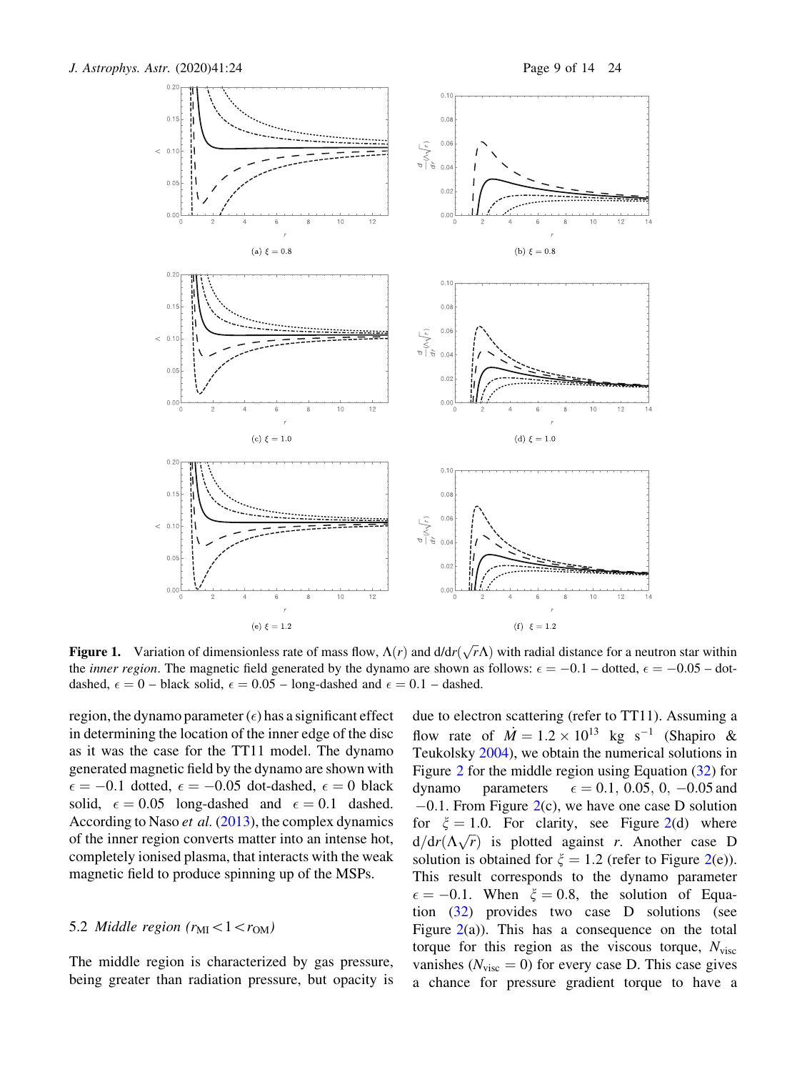(a) $\xi = 0.8$

(b) $\xi = 0.8$

(c) $\xi = 1.0$

(d) $\xi = 1.0$

(e) $\xi = 1.2$

(f) $\xi = 1.2$

**Figure 1.** Variation of dimensionless rate of mass flow, $\Lambda(r)$ and $\mathrm{d}/\mathrm{d}r(\sqrt{r}\Lambda)$ with radial distance for a neutron star within the *inner region*. The magnetic field generated by the dynamo are shown as follows: $\epsilon = -0.1$ – dotted, $\epsilon = -0.05$ – dot-dashed, $\epsilon = 0$ – black solid, $\epsilon = 0.05$ – long-dashed and $\epsilon = 0.1$ – dashed.

region, the dynamo parameter ($\epsilon$) has a significant effect in determining the location of the inner edge of the disc as it was the case for the TT11 model. The dynamo generated magnetic field by the dynamo are shown with $\epsilon = -0.1$ dotted, $\epsilon = -0.05$ dot-dashed, $\epsilon = 0$ black solid, $\epsilon = 0.05$ long-dashed and $\epsilon = 0.1$ dashed. According to Naso *et al.* (2013), the complex dynamics of the inner region converts matter into an intense hot, completely ionised plasma, that interacts with the weak magnetic field to produce spinning up of the MSPs.

### 5.2 *Middle region* ($r_{\mathrm{MI}} < 1 < r_{\mathrm{OM}}$)

The middle region is characterized by gas pressure, being greater than radiation pressure, but opacity is due to electron scattering (refer to TT11). Assuming a flow rate of $\dot{M} = 1.2 \times 10^{13}$ kg s$^{-1}$ (Shapiro & Teukolsky 2004), we obtain the numerical solutions in Figure 2 for the middle region using Equation (32) for dynamo parameters $\epsilon = 0.1,\ 0.05,\ 0,\ -0.05$ and $-0.1$. From Figure 2(c), we have one case D solution for $\xi = 1.0$. For clarity, see Figure 2(d) where $\mathrm{d}/\mathrm{d}r(\Lambda\sqrt{r})$ is plotted against $r$. Another case D solution is obtained for $\xi = 1.2$ (refer to Figure 2(e)). This result corresponds to the dynamo parameter $\epsilon = -0.1$. When $\xi = 0.8$, the solution of Equation (32) provides two case D solutions (see Figure 2(a)). This has a consequence on the total torque for this region as the viscous torque, $N_{\mathrm{visc}}$ vanishes ($N_{\mathrm{visc}} = 0$) for every case D. This case gives a chance for pressure gradient torque to have a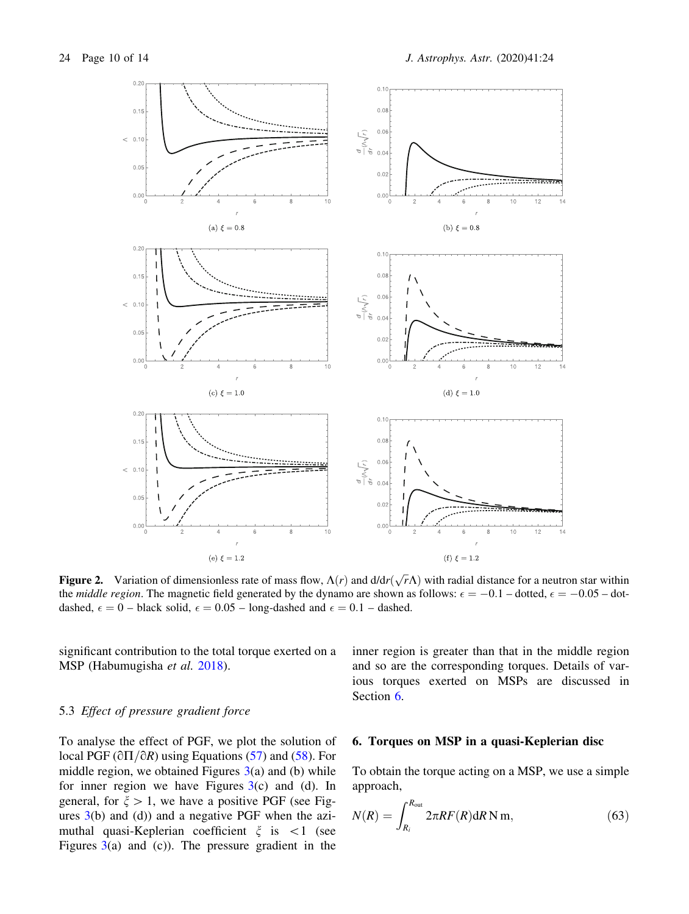**Figure 2.** Variation of dimensionless rate of mass flow, $\Lambda(r)$ and $\mathrm{d}/\mathrm{d}r(\sqrt{r}\Lambda)$ with radial distance for a neutron star within the *middle region*. The magnetic field generated by the dynamo are shown as follows: $\epsilon = -0.1$ – dotted, $\epsilon = -0.05$ – dot-dashed, $\epsilon = 0$ – black solid, $\epsilon = 0.05$ – long-dashed and $\epsilon = 0.1$ – dashed.

significant contribution to the total torque exerted on a MSP (Habumugisha *et al.* 2018).

### 5.3 *Effect of pressure gradient force*

To analyse the effect of PGF, we plot the solution of local PGF ($\partial\Pi/\partial R$) using Equations (57) and (58). For middle region, we obtained Figures 3(a) and (b) while for inner region we have Figures 3(c) and (d). In general, for $\xi > 1$, we have a positive PGF (see Figures 3(b) and (d)) and a negative PGF when the azimuthal quasi-Keplerian coefficient $\xi$ is $<1$ (see Figures 3(a) and (c)). The pressure gradient in the inner region is greater than that in the middle region and so are the corresponding torques. Details of various torques exerted on MSPs are discussed in Section 6.

## 6. Torques on MSP in a quasi-Keplerian disc

To obtain the torque acting on a MSP, we use a simple approach,

$$N(R) = \int_{R_i}^{R_{\mathrm{out}}} 2\pi R F(R) \mathrm{d}R \, \mathrm{N\,m}, \tag{63}$$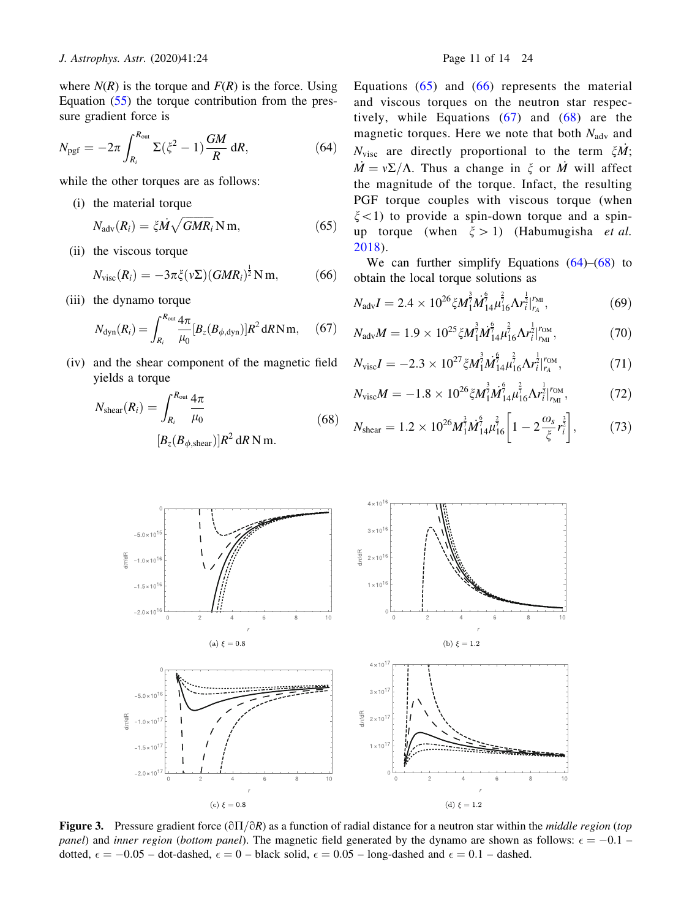where $N(R)$ is the torque and $F(R)$ is the force. Using Equation (55) the torque contribution from the pressure gradient force is

$$N_{\rm pgf} = -2\pi \int_{R_i}^{R_{\rm out}} \Sigma(\xi^2 - 1)\frac{GM}{R}\,{\rm d}R, \tag{64}$$

while the other torques are as follows:

(i) the material torque

$$N_{\rm adv}(R_i) = \xi \dot{M}\sqrt{GMR_i}\,{\rm N\,m}, \tag{65}$$

(ii) the viscous torque

$$N_{\rm visc}(R_i) = -3\pi\xi(\nu\Sigma)(GMR_i)^{\frac{1}{2}}\,{\rm N\,m}, \tag{66}$$

(iii) the dynamo torque

$$N_{\rm dyn}(R_i) = \int_{R_i}^{R_{\rm out}} \frac{4\pi}{\mu_0}[B_z(B_{\phi,{\rm dyn}})]R^2\,{\rm d}R\,{\rm N\,m}, \tag{67}$$

(iv) and the shear component of the magnetic field yields a torque

$$N_{\rm shear}(R_i) = \int_{R_i}^{R_{\rm out}} \frac{4\pi}{\mu_0}[B_z(B_{\phi,{\rm shear}})]R^2\,{\rm d}R\,{\rm N\,m}. \tag{68}$$

Equations (65) and (66) represents the material and viscous torques on the neutron star respectively, while Equations (67) and (68) are the magnetic torques. Here we note that both $N_{\rm adv}$ and $N_{\rm visc}$ are directly proportional to the term $\xi\dot{M}$; $\dot{M} = \nu\Sigma/\Lambda$. Thus a change in $\xi$ or $\dot{M}$ will affect the magnitude of the torque. Infact, the resulting PGF torque couples with viscous torque (when $\xi < 1$) to provide a spin-down torque and a spin-up torque (when $\xi > 1$) (Habumugisha *et al.* 2018).

We can further simplify Equations (64)–(68) to obtain the local torque solutions as

$$N_{\rm adv}I = 2.4\times10^{26}\xi M_1^{\frac{3}{7}}\dot{M}_{14}^{\frac{6}{7}}\mu_{16}^{\frac{2}{7}}\Lambda r_i^{\frac{1}{2}}\big|_{r_A}^{r_{\rm MI}}, \tag{69}$$

$$N_{\rm adv}M = 1.9\times10^{25}\xi M_1^{\frac{3}{7}}\dot{M}_{14}^{\frac{6}{7}}\mu_{16}^{\frac{2}{7}}\Lambda r_i^{\frac{1}{2}}\big|_{r_{\rm MI}}^{r_{\rm OM}}, \tag{70}$$

$$N_{\rm visc}I = -2.3\times10^{27}\xi M_1^{\frac{3}{7}}\dot{M}_{14}^{\frac{6}{7}}\mu_{16}^{\frac{2}{7}}\Lambda r_i^{\frac{1}{2}}\big|_{r_A}^{r_{\rm OM}}, \tag{71}$$

$$N_{\rm visc}M = -1.8\times10^{26}\xi M_1^{\frac{3}{7}}\dot{M}_{14}^{\frac{6}{7}}\mu_{16}^{\frac{2}{7}}\Lambda r_i^{\frac{1}{2}}\big|_{r_{\rm MI}}^{r_{\rm OM}}, \tag{72}$$

$$N_{\rm shear} = 1.2\times10^{26}M_1^{\frac{3}{7}}\dot{M}_{14}^{\frac{6}{7}}\mu_{16}^{\frac{2}{7}}\left[1 - 2\frac{\omega_s}{\xi}r_i^{\frac{3}{2}}\right], \tag{73}$$

(a) $\xi = 0.8$ (b) $\xi = 1.2$ (c) $\xi = 0.8$ (d) $\xi = 1.2$

**Figure 3.** Pressure gradient force ($\partial\Pi/\partial R$) as a function of radial distance for a neutron star within the *middle region* (*top panel*) and *inner region* (*bottom panel*). The magnetic field generated by the dynamo are shown as follows: $\epsilon = -0.1$ – dotted, $\epsilon = -0.05$ – dot-dashed, $\epsilon = 0$ – black solid, $\epsilon = 0.05$ – long-dashed and $\epsilon = 0.1$ – dashed.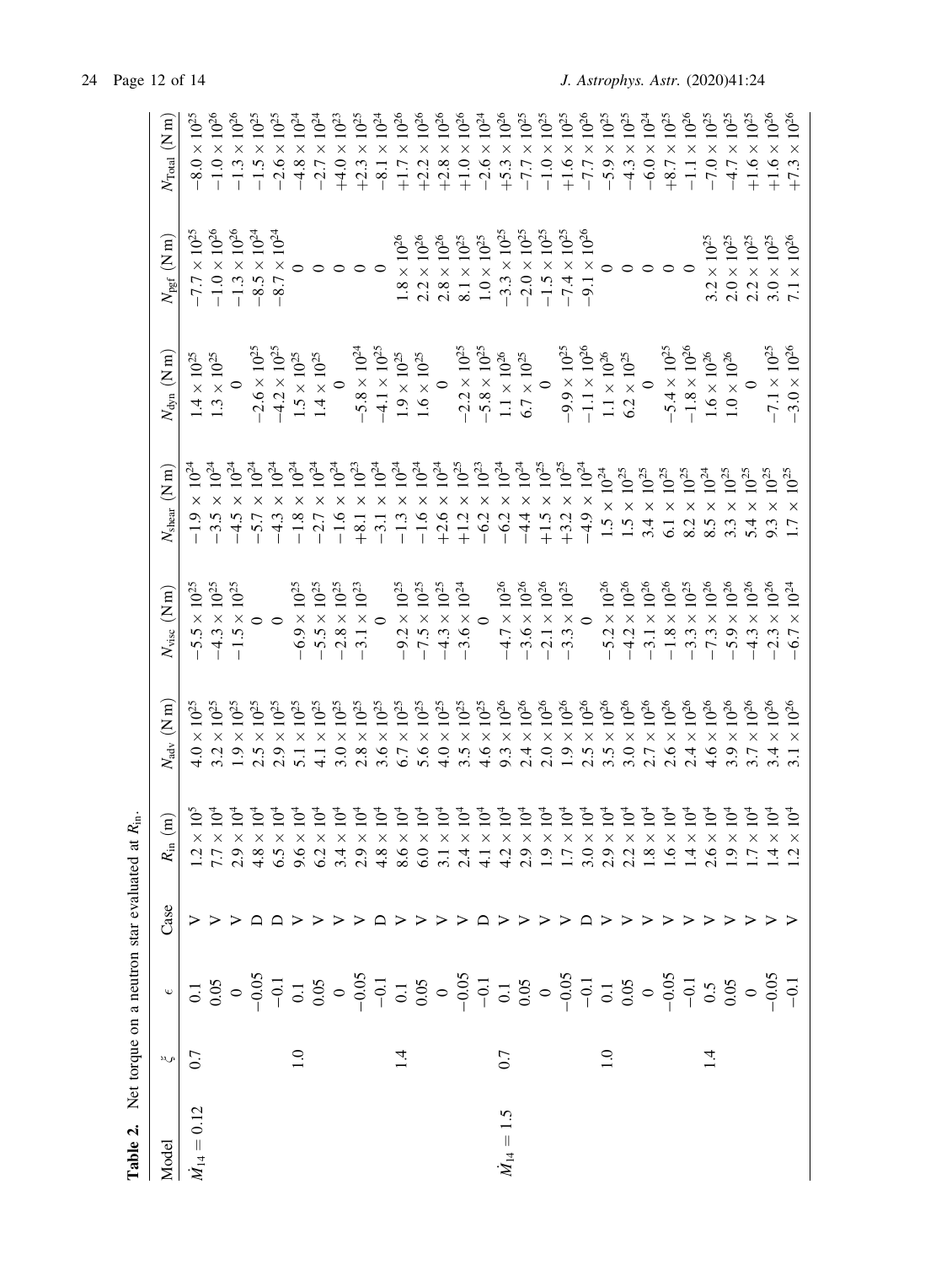**Table 2.** Net torque on a neutron star evaluated at $R_{in}$.

| Model | $\zeta$ | $\epsilon$ | Case | $R_{in}$ (m) | $N_{adv}$ (N m) | $N_{visc}$ (N m) | $N_{shear}$ (N m) | $N_{dyn}$ (N m) | $N_{pgf}$ (N m) | $N_{Total}$ (N m) |
|---|---|---|---|---|---|---|---|---|---|---|
| $\dot{M}_{14} = 0.12$ | 0.7 | 0.1 | V | $1.2 \times 10^5$ | $4.0 \times 10^{25}$ | $-5.5 \times 10^{25}$ | $-1.9 \times 10^{24}$ | $1.4 \times 10^{25}$ | $-7.7 \times 10^{25}$ | $-8.0 \times 10^{25}$ |
| | | 0.05 | V | $7.7 \times 10^4$ | $3.2 \times 10^{25}$ | $-4.3 \times 10^{25}$ | $-3.5 \times 10^{24}$ | $1.3 \times 10^{25}$ | $-1.0 \times 10^{26}$ | $-1.0 \times 10^{26}$ |
| | | 0 | V | $2.9 \times 10^4$ | $1.9 \times 10^{25}$ | $-1.5 \times 10^{25}$ | $-4.5 \times 10^{24}$ | 0 | $-1.3 \times 10^{26}$ | $-1.3 \times 10^{26}$ |
| | | $-0.05$ | D | $4.8 \times 10^4$ | $2.5 \times 10^{25}$ | 0 | $-5.7 \times 10^{24}$ | $-2.6 \times 10^{25}$ | $-8.5 \times 10^{24}$ | $-1.5 \times 10^{25}$ |
| | | $-0.1$ | D | $6.5 \times 10^4$ | $2.9 \times 10^{25}$ | 0 | $-4.3 \times 10^{24}$ | $-4.2 \times 10^{25}$ | $-8.7 \times 10^{24}$ | $-2.6 \times 10^{25}$ |
| | 1.0 | 0.1 | V | $9.6 \times 10^4$ | $5.1 \times 10^{25}$ | $-6.9 \times 10^{25}$ | $-1.8 \times 10^{24}$ | $1.5 \times 10^{25}$ | 0 | $-4.8 \times 10^{24}$ |
| | | 0.05 | V | $6.2 \times 10^4$ | $4.1 \times 10^{25}$ | $-5.5 \times 10^{25}$ | $-2.7 \times 10^{24}$ | $1.4 \times 10^{25}$ | 0 | $-2.7 \times 10^{24}$ |
| | | 0 | V | $3.4 \times 10^4$ | $3.0 \times 10^{25}$ | $-2.8 \times 10^{25}$ | $-1.6 \times 10^{24}$ | 0 | 0 | $+4.0 \times 10^{23}$ |
| | | $-0.05$ | V | $2.9 \times 10^4$ | $2.8 \times 10^{25}$ | $-3.1 \times 10^{23}$ | $+8.1 \times 10^{23}$ | $-5.8 \times 10^{24}$ | 0 | $+2.3 \times 10^{25}$ |
| | | $-0.1$ | D | $4.8 \times 10^4$ | $3.6 \times 10^{25}$ | 0 | $-3.1 \times 10^{24}$ | $-4.1 \times 10^{25}$ | 0 | $-8.1 \times 10^{24}$ |
| | 1.4 | 0.1 | V | $8.6 \times 10^4$ | $6.7 \times 10^{25}$ | $-9.2 \times 10^{25}$ | $-1.3 \times 10^{24}$ | $1.9 \times 10^{25}$ | $1.8 \times 10^{26}$ | $+1.7 \times 10^{26}$ |
| | | 0.05 | V | $6.0 \times 10^4$ | $5.6 \times 10^{25}$ | $-7.5 \times 10^{25}$ | $-1.6 \times 10^{24}$ | $1.6 \times 10^{25}$ | $2.2 \times 10^{26}$ | $+2.2 \times 10^{26}$ |
| | | 0 | V | $3.1 \times 10^4$ | $4.0 \times 10^{25}$ | $-4.3 \times 10^{25}$ | $+2.6 \times 10^{24}$ | 0 | $2.8 \times 10^{26}$ | $+2.8 \times 10^{26}$ |
| | | $-0.05$ | V | $2.4 \times 10^4$ | $3.5 \times 10^{25}$ | $-3.6 \times 10^{24}$ | $+1.2 \times 10^{25}$ | $-2.2 \times 10^{25}$ | $8.1 \times 10^{25}$ | $+1.0 \times 10^{26}$ |
| | | $-0.1$ | D | $4.1 \times 10^4$ | $4.6 \times 10^{25}$ | 0 | $-6.2 \times 10^{23}$ | $-5.8 \times 10^{25}$ | $1.0 \times 10^{25}$ | $-2.6 \times 10^{24}$ |
| $\dot{M}_{14} = 1.5$ | 0.7 | 0.1 | V | $4.2 \times 10^4$ | $9.3 \times 10^{26}$ | $-4.7 \times 10^{26}$ | $-6.2 \times 10^{24}$ | $1.1 \times 10^{26}$ | $-3.3 \times 10^{25}$ | $+5.3 \times 10^{26}$ |
| | | 0.05 | V | $2.9 \times 10^4$ | $2.4 \times 10^{26}$ | $-3.6 \times 10^{26}$ | $-4.4 \times 10^{24}$ | $6.7 \times 10^{25}$ | $-2.0 \times 10^{25}$ | $-7.7 \times 10^{25}$ |
| | | 0 | V | $1.9 \times 10^4$ | $2.0 \times 10^{26}$ | $-2.1 \times 10^{26}$ | $+1.5 \times 10^{25}$ | 0 | $-1.5 \times 10^{25}$ | $-1.0 \times 10^{25}$ |
| | | $-0.05$ | V | $1.7 \times 10^4$ | $1.9 \times 10^{26}$ | $-3.3 \times 10^{25}$ | $+3.2 \times 10^{25}$ | $-9.9 \times 10^{25}$ | $-7.4 \times 10^{25}$ | $+1.6 \times 10^{25}$ |
| | | $-0.1$ | D | $3.0 \times 10^4$ | $2.5 \times 10^{26}$ | 0 | $-4.9 \times 10^{24}$ | $-1.1 \times 10^{26}$ | $-9.1 \times 10^{26}$ | $-7.7 \times 10^{26}$ |
| | 1.0 | 0.1 | V | $2.9 \times 10^4$ | $3.5 \times 10^{26}$ | $-5.2 \times 10^{26}$ | $1.5 \times 10^{24}$ | $1.1 \times 10^{26}$ | 0 | $-5.9 \times 10^{25}$ |
| | | 0.05 | V | $2.2 \times 10^4$ | $3.0 \times 10^{26}$ | $-4.2 \times 10^{26}$ | $1.5 \times 10^{25}$ | $6.2 \times 10^{25}$ | 0 | $-4.3 \times 10^{25}$ |
| | | 0 | V | $1.8 \times 10^4$ | $2.7 \times 10^{26}$ | $-3.1 \times 10^{26}$ | $3.4 \times 10^{25}$ | 0 | 0 | $-6.0 \times 10^{24}$ |
| | | $-0.05$ | V | $1.6 \times 10^4$ | $2.6 \times 10^{26}$ | $-1.8 \times 10^{26}$ | $6.1 \times 10^{25}$ | $-5.4 \times 10^{25}$ | 0 | $+8.7 \times 10^{25}$ |
| | | $-0.1$ | V | $1.4 \times 10^4$ | $2.4 \times 10^{26}$ | $-3.3 \times 10^{25}$ | $8.2 \times 10^{25}$ | $-1.8 \times 10^{26}$ | 0 | $-1.1 \times 10^{26}$ |
| | 1.4 | 0.5 | V | $2.6 \times 10^4$ | $4.6 \times 10^{26}$ | $-7.3 \times 10^{26}$ | $8.5 \times 10^{24}$ | $1.6 \times 10^{26}$ | $3.2 \times 10^{25}$ | $-7.0 \times 10^{25}$ |
| | | 0.05 | V | $1.9 \times 10^4$ | $3.9 \times 10^{26}$ | $-5.9 \times 10^{26}$ | $3.3 \times 10^{25}$ | $1.0 \times 10^{26}$ | $2.0 \times 10^{25}$ | $-4.7 \times 10^{25}$ |
| | | 0 | V | $1.7 \times 10^4$ | $3.7 \times 10^{26}$ | $-4.3 \times 10^{25}$ | $5.4 \times 10^{25}$ | 0 | $2.2 \times 10^{25}$ | $+1.6 \times 10^{25}$ |
| | | $-0.05$ | V | $1.4 \times 10^4$ | $3.4 \times 10^{26}$ | $-2.3 \times 10^{26}$ | $9.3 \times 10^{25}$ | $-7.1 \times 10^{25}$ | $3.0 \times 10^{25}$ | $+1.6 \times 10^{26}$ |
| | | $-0.1$ | V | $1.2 \times 10^4$ | $3.1 \times 10^{26}$ | $-6.7 \times 10^{24}$ | $1.7 \times 10^{25}$ | $-3.0 \times 10^{26}$ | $7.1 \times 10^{26}$ | $+7.3 \times 10^{26}$ |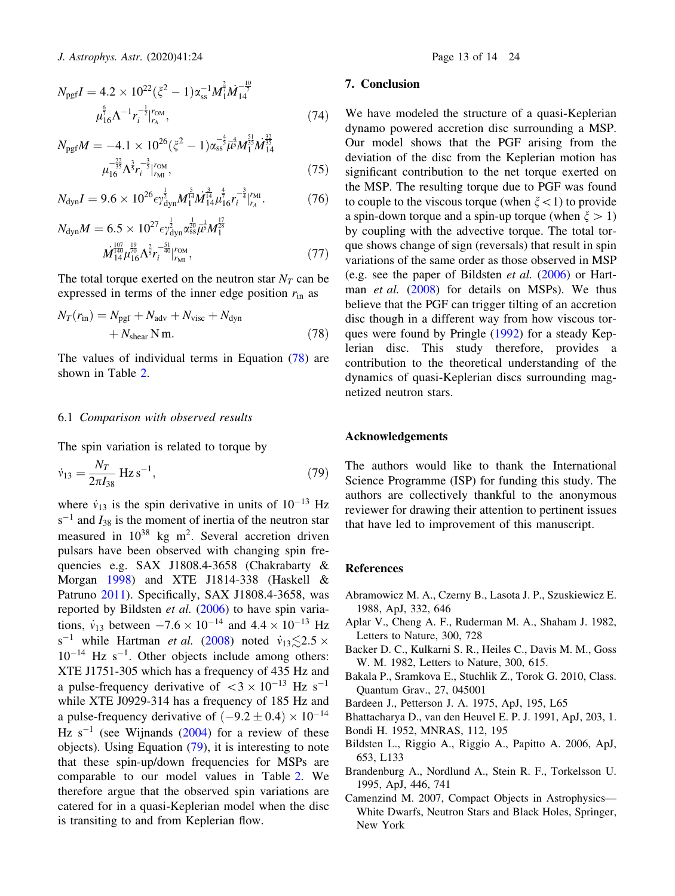$$N_{\rm pgf}I = 4.2 \times 10^{22}(\xi^2 - 1)\alpha_{\rm ss}^{-1} M_1^{\frac{2}{7}} \dot{M}_{14}^{-\frac{10}{7}} \mu_{16}^{\frac{6}{7}} \Lambda^{-1} r_i^{-\frac{1}{2}} \Big|_{r_A}^{r_{\rm OM}}, \tag{74}$$

$$N_{\rm pgf}M = -4.1 \times 10^{26}(\xi^2 - 1)\alpha_{\rm ss}^{-\frac{4}{5}} \bar{\mu}^{\frac{4}{5}} M_1^{\frac{51}{35}} \dot{M}_{14}^{\frac{32}{35}} \mu_{16}^{-\frac{22}{35}} \Lambda^{\frac{3}{5}} r_i^{-\frac{3}{5}} \Big|_{r_{\rm MI}}^{r_{\rm OM}}, \tag{75}$$

$$N_{\rm dyn}I = 9.6 \times 10^{26} \epsilon \gamma_{\rm dyn}^{\frac{1}{2}} M_1^{\frac{5}{14}} \dot{M}_{14}^{\frac{3}{14}} \mu_{16}^{\frac{4}{7}} r_i^{-\frac{3}{4}} \Big|_{r_A}^{r_{\rm MI}}. \tag{76}$$

$$N_{\rm dyn}M = 6.5 \times 10^{27} \epsilon \gamma_{\rm dyn}^{\frac{1}{2}} \alpha_{\rm ss}^{\frac{1}{20}} \bar{\mu}^{-\frac{1}{5}} M_1^{\frac{17}{28}} \dot{M}_{14}^{\frac{107}{140}} \mu_{16}^{\frac{19}{70}} \Lambda^{\frac{2}{5}} r_i^{-\frac{51}{40}} \Big|_{r_{\rm MI}}^{r_{\rm OM}}, \tag{77}$$

The total torque exerted on the neutron star $N_T$ can be expressed in terms of the inner edge position $r_{\rm in}$ as

$$N_T(r_{\rm in}) = N_{\rm pgf} + N_{\rm adv} + N_{\rm visc} + N_{\rm dyn} + N_{\rm shear}\,{\rm N\,m}. \tag{78}$$

The values of individual terms in Equation (78) are shown in Table 2.

### 6.1 *Comparison with observed results*

The spin variation is related to torque by

$$\dot{\nu}_{13} = \frac{N_T}{2\pi I_{38}}\,{\rm Hz\,s^{-1}}, \tag{79}$$

where $\dot{\nu}_{13}$ is the spin derivative in units of $10^{-13}$ Hz s$^{-1}$ and $I_{38}$ is the moment of inertia of the neutron star measured in $10^{38}$ kg m$^2$. Several accretion driven pulsars have been observed with changing spin frequencies e.g. SAX J1808.4-3658 (Chakrabarty & Morgan 1998) and XTE J1814-338 (Haskell & Patruno 2011). Specifically, SAX J1808.4-3658, was reported by Bildsten *et al.* (2006) to have spin variations, $\dot{\nu}_{13}$ between $-7.6 \times 10^{-14}$ and $4.4 \times 10^{-13}$ Hz s$^{-1}$ while Hartman *et al.* (2008) noted $\dot{\nu}_{13} \lesssim 2.5 \times 10^{-14}$ Hz s$^{-1}$. Other objects include among others: XTE J1751-305 which has a frequency of 435 Hz and a pulse-frequency derivative of $< 3 \times 10^{-13}$ Hz s$^{-1}$ while XTE J0929-314 has a frequency of 185 Hz and a pulse-frequency derivative of $(-9.2 \pm 0.4) \times 10^{-14}$ Hz s$^{-1}$ (see Wijnands (2004) for a review of these objects). Using Equation (79), it is interesting to note that these spin-up/down frequencies for MSPs are comparable to our model values in Table 2. We therefore argue that the observed spin variations are catered for in a quasi-Keplerian model when the disc is transiting to and from Keplerian flow.

## 7. Conclusion

We have modeled the structure of a quasi-Keplerian dynamo powered accretion disc surrounding a MSP. Our model shows that the PGF arising from the deviation of the disc from the Keplerian motion has significant contribution to the net torque exerted on the MSP. The resulting torque due to PGF was found to couple to the viscous torque (when $\xi < 1$) to provide a spin-down torque and a spin-up torque (when $\xi > 1$) by coupling with the advective torque. The total torque shows change of sign (reversals) that result in spin variations of the same order as those observed in MSP (e.g. see the paper of Bildsten *et al.* (2006) or Hartman *et al.* (2008) for details on MSPs). We thus believe that the PGF can trigger tilting of an accretion disc though in a different way from how viscous torques were found by Pringle (1992) for a steady Keplerian disc. This study therefore, provides a contribution to the theoretical understanding of the dynamics of quasi-Keplerian discs surrounding magnetized neutron stars.

## Acknowledgements

The authors would like to thank the International Science Programme (ISP) for funding this study. The authors are collectively thankful to the anonymous reviewer for drawing their attention to pertinent issues that have led to improvement of this manuscript.

## References

Abramowicz M. A., Czerny B., Lasota J. P., Szuskiewicz E. 1988, ApJ, 332, 646

Aplar V., Cheng A. F., Ruderman M. A., Shaham J. 1982, Letters to Nature, 300, 728

Backer D. C., Kulkarni S. R., Heiles C., Davis M. M., Goss W. M. 1982, Letters to Nature, 300, 615.

Bakala P., Sramkova E., Stuchlik Z., Torok G. 2010, Class. Quantum Grav., 27, 045001

Bardeen J., Petterson J. A. 1975, ApJ, 195, L65

Bhattacharya D., van den Heuvel E. P. J. 1991, ApJ, 203, 1.

Bondi H. 1952, MNRAS, 112, 195

Bildsten L., Riggio A., Riggio A., Papitto A. 2006, ApJ, 653, L133

Brandenburg A., Nordlund A., Stein R. F., Torkelsson U. 1995, ApJ, 446, 741

Camenzind M. 2007, Compact Objects in Astrophysics—White Dwarfs, Neutron Stars and Black Holes, Springer, New York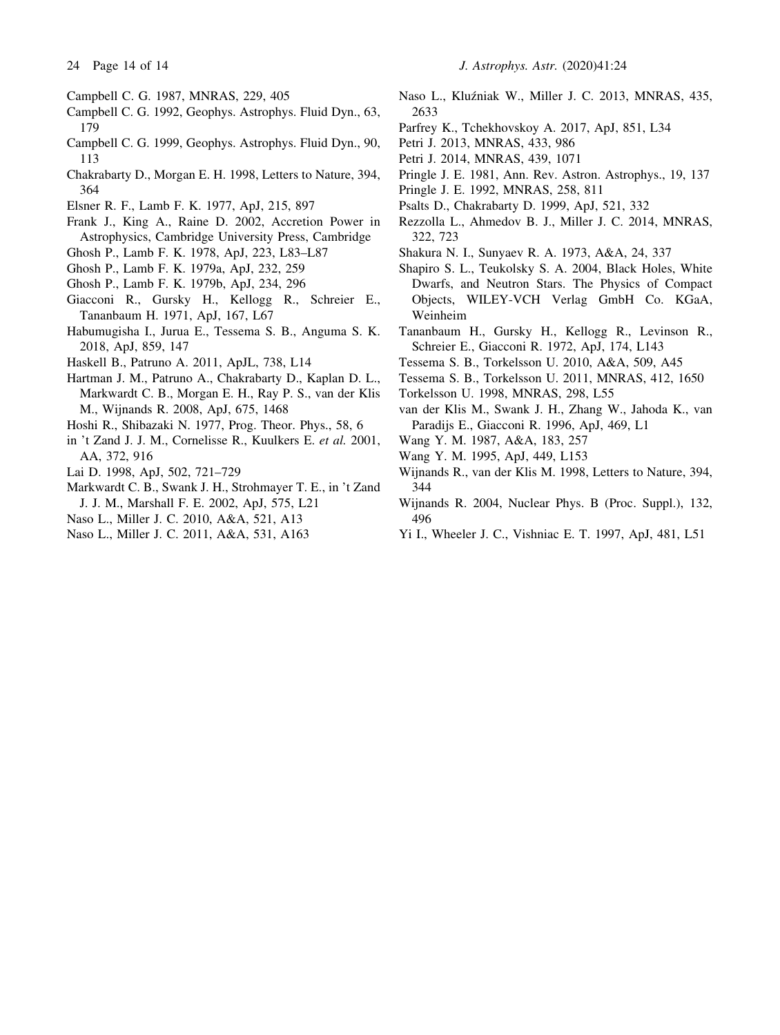Campbell C. G. 1987, MNRAS, 229, 405

Campbell C. G. 1992, Geophys. Astrophys. Fluid Dyn., 63, 179

Campbell C. G. 1999, Geophys. Astrophys. Fluid Dyn., 90, 113

Chakrabarty D., Morgan E. H. 1998, Letters to Nature, 394, 364

Elsner R. F., Lamb F. K. 1977, ApJ, 215, 897

Frank J., King A., Raine D. 2002, Accretion Power in Astrophysics, Cambridge University Press, Cambridge

Ghosh P., Lamb F. K. 1978, ApJ, 223, L83–L87

Ghosh P., Lamb F. K. 1979a, ApJ, 232, 259

Ghosh P., Lamb F. K. 1979b, ApJ, 234, 296

Giacconi R., Gursky H., Kellogg R., Schreier E., Tananbaum H. 1971, ApJ, 167, L67

Habumugisha I., Jurua E., Tessema S. B., Anguma S. K. 2018, ApJ, 859, 147

Haskell B., Patruno A. 2011, ApJL, 738, L14

Hartman J. M., Patruno A., Chakrabarty D., Kaplan D. L., Markwardt C. B., Morgan E. H., Ray P. S., van der Klis M., Wijnands R. 2008, ApJ, 675, 1468

Hoshi R., Shibazaki N. 1977, Prog. Theor. Phys., 58, 6

in 't Zand J. J. M., Cornelisse R., Kuulkers E. *et al.* 2001, AA, 372, 916

Lai D. 1998, ApJ, 502, 721–729

Markwardt C. B., Swank J. H., Strohmayer T. E., in 't Zand J. J. M., Marshall F. E. 2002, ApJ, 575, L21

Naso L., Miller J. C. 2010, A&A, 521, A13

Naso L., Miller J. C. 2011, A&A, 531, A163

Naso L., Kluźniak W., Miller J. C. 2013, MNRAS, 435, 2633

Parfrey K., Tchekhovskoy A. 2017, ApJ, 851, L34

Petri J. 2013, MNRAS, 433, 986

Petri J. 2014, MNRAS, 439, 1071

Pringle J. E. 1981, Ann. Rev. Astron. Astrophys., 19, 137

Pringle J. E. 1992, MNRAS, 258, 811

Psalts D., Chakrabarty D. 1999, ApJ, 521, 332

Rezzolla L., Ahmedov B. J., Miller J. C. 2014, MNRAS, 322, 723

Shakura N. I., Sunyaev R. A. 1973, A&A, 24, 337

Shapiro S. L., Teukolsky S. A. 2004, Black Holes, White Dwarfs, and Neutron Stars. The Physics of Compact Objects, WILEY-VCH Verlag GmbH Co. KGaA, Weinheim

Tananbaum H., Gursky H., Kellogg R., Levinson R., Schreier E., Giacconi R. 1972, ApJ, 174, L143

Tessema S. B., Torkelsson U. 2010, A&A, 509, A45

Tessema S. B., Torkelsson U. 2011, MNRAS, 412, 1650

Torkelsson U. 1998, MNRAS, 298, L55

van der Klis M., Swank J. H., Zhang W., Jahoda K., van Paradijs E., Giacconi R. 1996, ApJ, 469, L1

Wang Y. M. 1987, A&A, 183, 257

Wang Y. M. 1995, ApJ, 449, L153

Wijnands R., van der Klis M. 1998, Letters to Nature, 394, 344

Wijnands R. 2004, Nuclear Phys. B (Proc. Suppl.), 132, 496

Yi I., Wheeler J. C., Vishniac E. T. 1997, ApJ, 481, L51